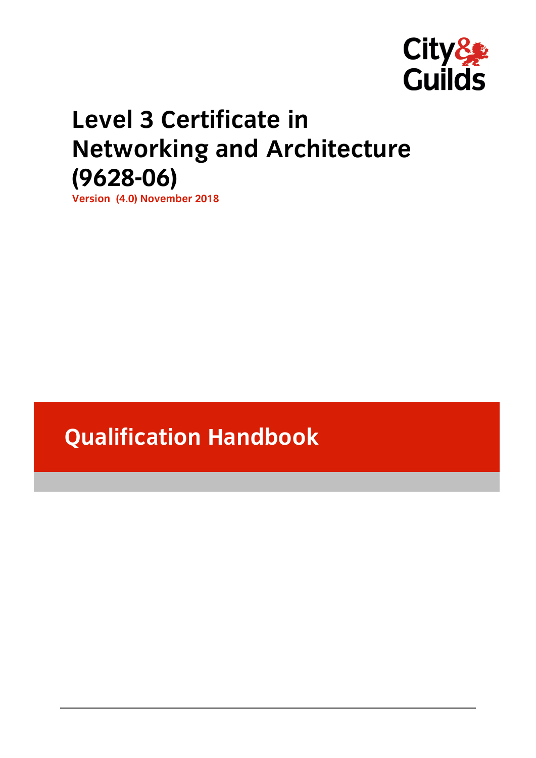City & Guilds

# Level 3 Certificate in Networking and Architecture (9628-06)

**Version (4.0) November 2018**

## Qualification Handbook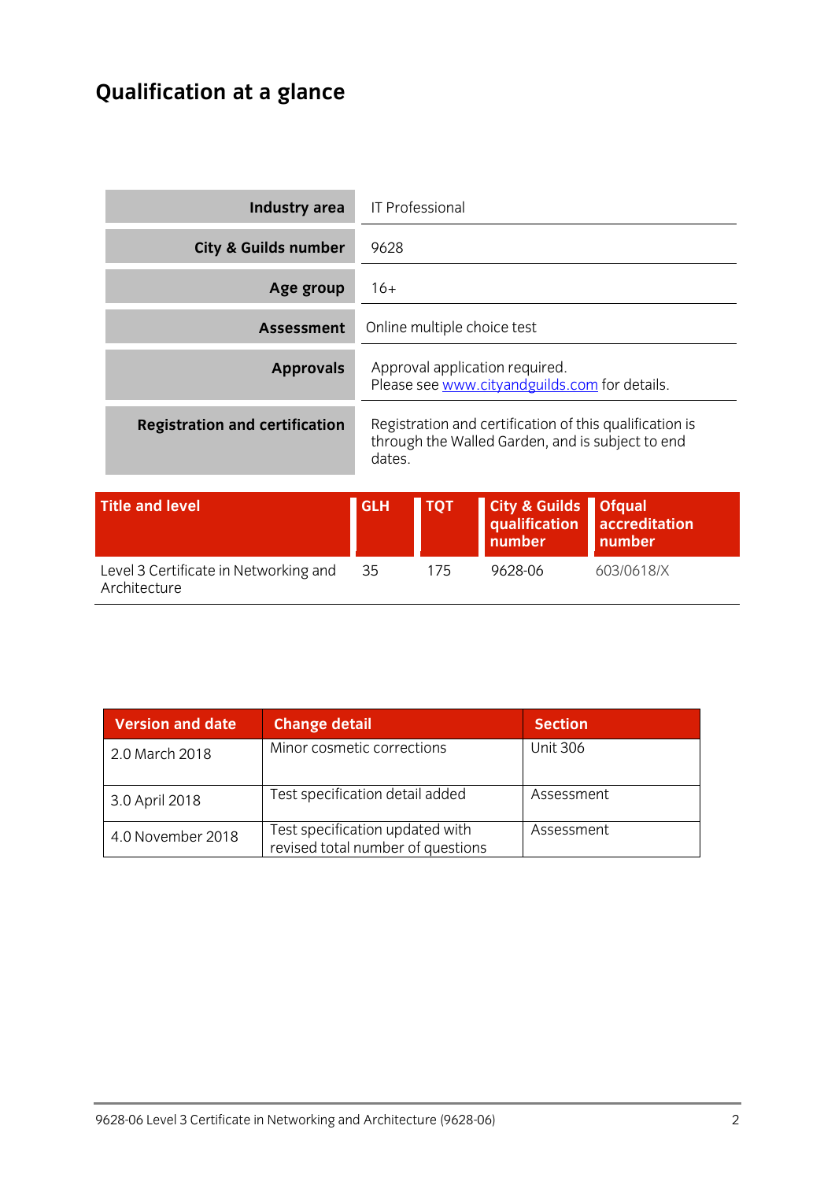# Qualification at a glance

| | |
|---|---|
| **Industry area** | IT Professional |
| **City & Guilds number** | 9628 |
| **Age group** | 16+ |
| **Assessment** | Online multiple choice test |
| **Approvals** | Approval application required. Please see www.cityandguilds.com for details. |
| **Registration and certification** | Registration and certification of this qualification is through the Walled Garden, and is subject to end dates. |

| Title and level | GLH | TQT | City & Guilds qualification number | Ofqual accreditation number |
|---|---|---|---|---|
| Level 3 Certificate in Networking and Architecture | 35 | 175 | 9628-06 | 603/0618/X |

| Version and date | Change detail | Section |
|---|---|---|
| 2.0 March 2018 | Minor cosmetic corrections | Unit 306 |
| 3.0 April 2018 | Test specification detail added | Assessment |
| 4.0 November 2018 | Test specification updated with revised total number of questions | Assessment |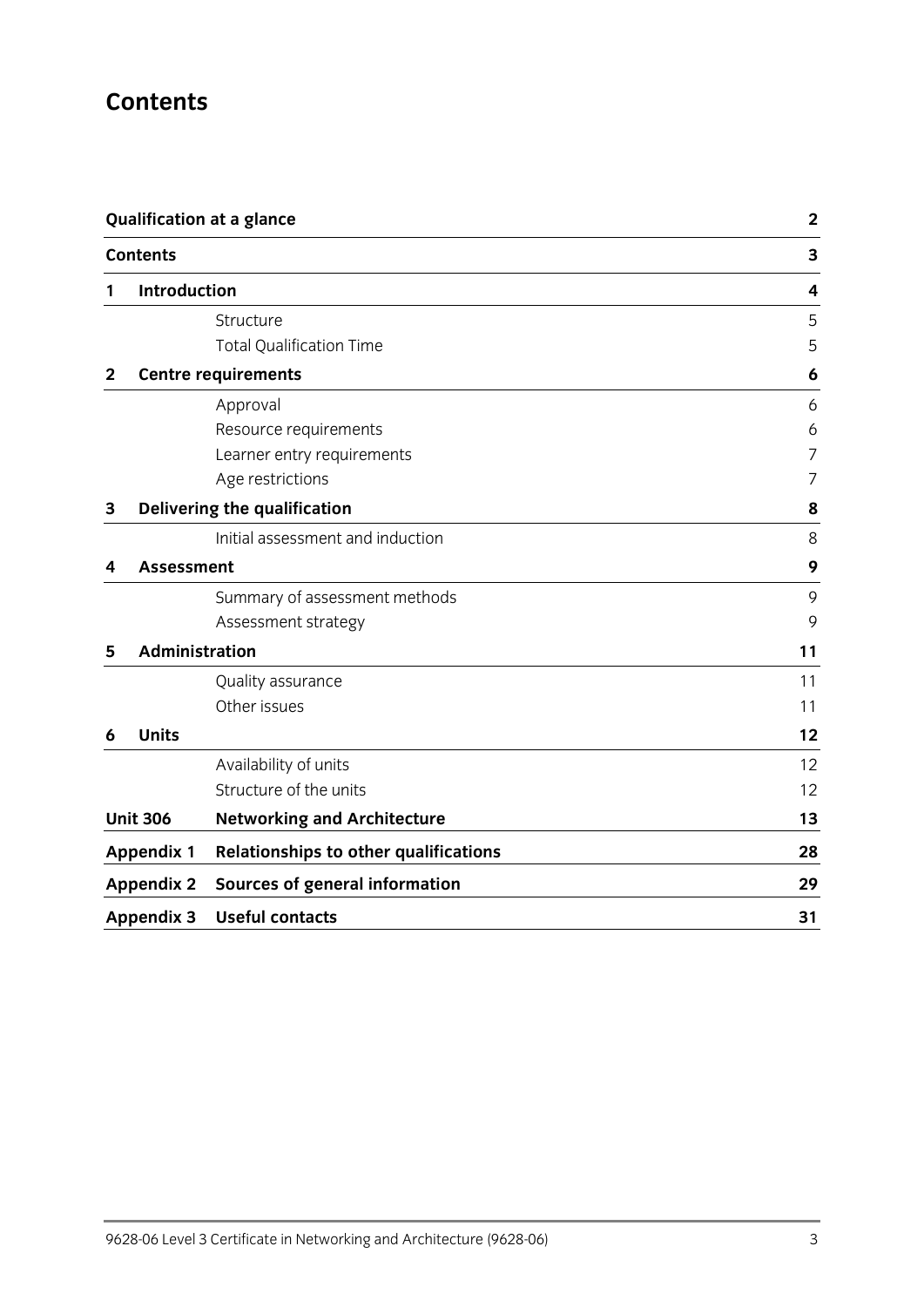# Contents

| | | |
|---|---|---|
| **Qualification at a glance** | | **2** |
| **Contents** | | **3** |
| **1** | **Introduction** | **4** |
| | Structure | 5 |
| | Total Qualification Time | 5 |
| **2** | **Centre requirements** | **6** |
| | Approval | 6 |
| | Resource requirements | 6 |
| | Learner entry requirements | 7 |
| | Age restrictions | 7 |
| **3** | **Delivering the qualification** | **8** |
| | Initial assessment and induction | 8 |
| **4** | **Assessment** | **9** |
| | Summary of assessment methods | 9 |
| | Assessment strategy | 9 |
| **5** | **Administration** | **11** |
| | Quality assurance | 11 |
| | Other issues | 11 |
| **6** | **Units** | **12** |
| | Availability of units | 12 |
| | Structure of the units | 12 |
| **Unit 306** | **Networking and Architecture** | **13** |
| **Appendix 1** | **Relationships to other qualifications** | **28** |
| **Appendix 2** | **Sources of general information** | **29** |
| **Appendix 3** | **Useful contacts** | **31** |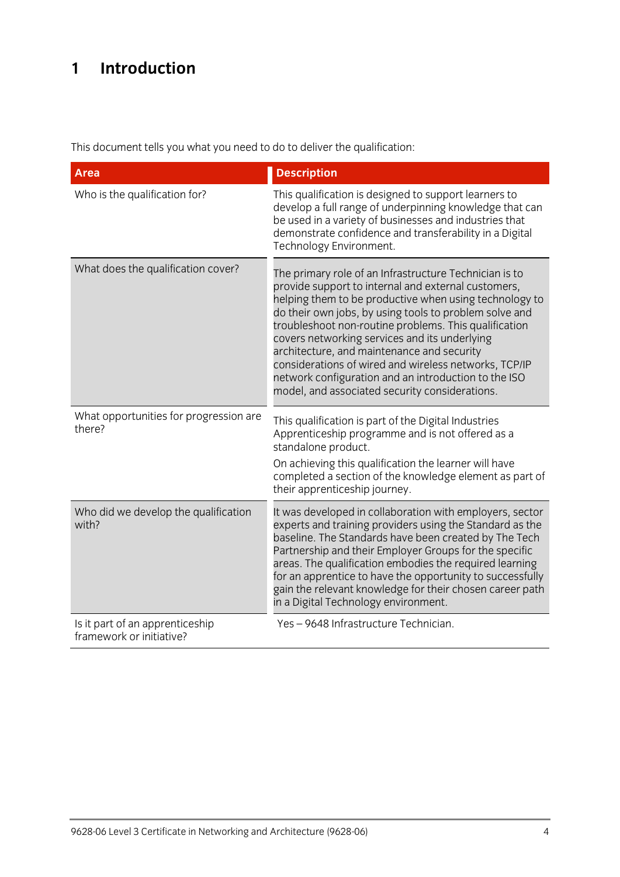# 1 Introduction

This document tells you what you need to do to deliver the qualification:

| Area | Description |
|---|---|
| Who is the qualification for? | This qualification is designed to support learners to develop a full range of underpinning knowledge that can be used in a variety of businesses and industries that demonstrate confidence and transferability in a Digital Technology Environment. |
| What does the qualification cover? | The primary role of an Infrastructure Technician is to provide support to internal and external customers, helping them to be productive when using technology to do their own jobs, by using tools to problem solve and troubleshoot non-routine problems. This qualification covers networking services and its underlying architecture, and maintenance and security considerations of wired and wireless networks, TCP/IP network configuration and an introduction to the ISO model, and associated security considerations. |
| What opportunities for progression are there? | This qualification is part of the Digital Industries Apprenticeship programme and is not offered as a standalone product.<br><br>On achieving this qualification the learner will have completed a section of the knowledge element as part of their apprenticeship journey. |
| Who did we develop the qualification with? | It was developed in collaboration with employers, sector experts and training providers using the Standard as the baseline. The Standards have been created by The Tech Partnership and their Employer Groups for the specific areas. The qualification embodies the required learning for an apprentice to have the opportunity to successfully gain the relevant knowledge for their chosen career path in a Digital Technology environment. |
| Is it part of an apprenticeship framework or initiative? | Yes – 9648 Infrastructure Technician. |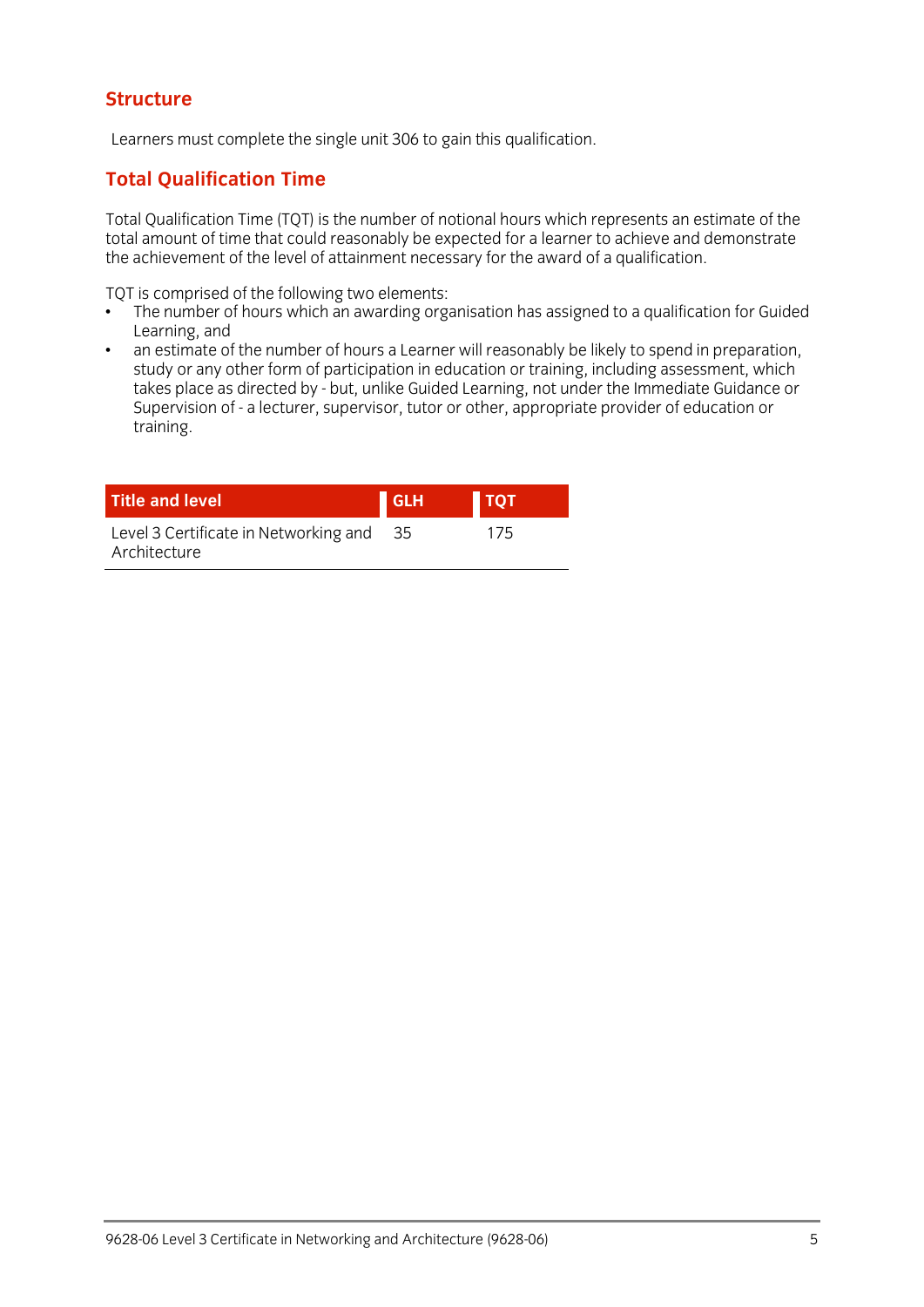## Structure

Learners must complete the single unit 306 to gain this qualification.

## Total Qualification Time

Total Qualification Time (TQT) is the number of notional hours which represents an estimate of the total amount of time that could reasonably be expected for a learner to achieve and demonstrate the achievement of the level of attainment necessary for the award of a qualification.

TQT is comprised of the following two elements:

- The number of hours which an awarding organisation has assigned to a qualification for Guided Learning, and
- an estimate of the number of hours a Learner will reasonably be likely to spend in preparation, study or any other form of participation in education or training, including assessment, which takes place as directed by - but, unlike Guided Learning, not under the Immediate Guidance or Supervision of - a lecturer, supervisor, tutor or other, appropriate provider of education or training.

| Title and level | GLH | TQT |
|---|---|---|
| Level 3 Certificate in Networking and Architecture | 35 | 175 |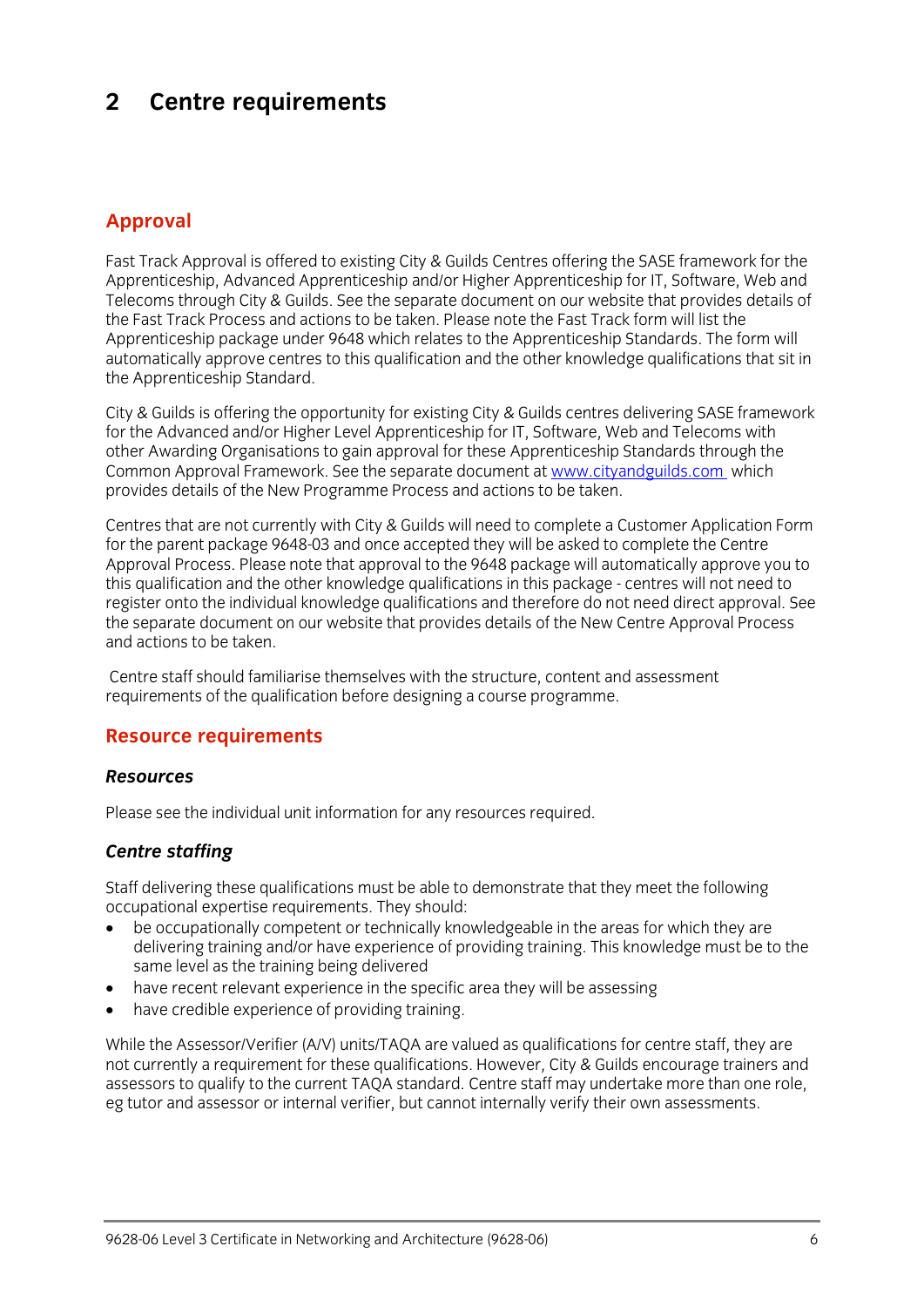# 2 Centre requirements

## Approval

Fast Track Approval is offered to existing City & Guilds Centres offering the SASE framework for the Apprenticeship, Advanced Apprenticeship and/or Higher Apprenticeship for IT, Software, Web and Telecoms through City & Guilds. See the separate document on our website that provides details of the Fast Track Process and actions to be taken. Please note the Fast Track form will list the Apprenticeship package under 9648 which relates to the Apprenticeship Standards. The form will automatically approve centres to this qualification and the other knowledge qualifications that sit in the Apprenticeship Standard.

City & Guilds is offering the opportunity for existing City & Guilds centres delivering SASE framework for the Advanced and/or Higher Level Apprenticeship for IT, Software, Web and Telecoms with other Awarding Organisations to gain approval for these Apprenticeship Standards through the Common Approval Framework. See the separate document at [www.cityandguilds.com](http://www.cityandguilds.com) which provides details of the New Programme Process and actions to be taken.

Centres that are not currently with City & Guilds will need to complete a Customer Application Form for the parent package 9648-03 and once accepted they will be asked to complete the Centre Approval Process. Please note that approval to the 9648 package will automatically approve you to this qualification and the other knowledge qualifications in this package - centres will not need to register onto the individual knowledge qualifications and therefore do not need direct approval. See the separate document on our website that provides details of the New Centre Approval Process and actions to be taken.

Centre staff should familiarise themselves with the structure, content and assessment requirements of the qualification before designing a course programme.

## Resource requirements

### *Resources*

Please see the individual unit information for any resources required.

### *Centre staffing*

Staff delivering these qualifications must be able to demonstrate that they meet the following occupational expertise requirements. They should:

- be occupationally competent or technically knowledgeable in the areas for which they are delivering training and/or have experience of providing training. This knowledge must be to the same level as the training being delivered
- have recent relevant experience in the specific area they will be assessing
- have credible experience of providing training.

While the Assessor/Verifier (A/V) units/TAQA are valued as qualifications for centre staff, they are not currently a requirement for these qualifications. However, City & Guilds encourage trainers and assessors to qualify to the current TAQA standard. Centre staff may undertake more than one role, eg tutor and assessor or internal verifier, but cannot internally verify their own assessments.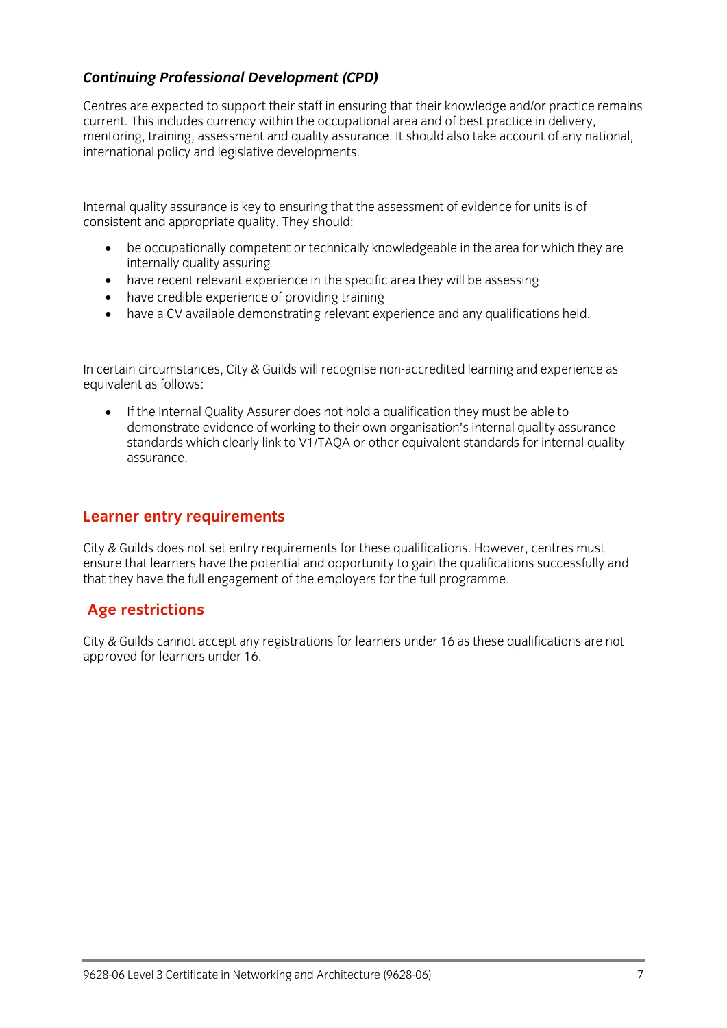### *Continuing Professional Development (CPD)*

Centres are expected to support their staff in ensuring that their knowledge and/or practice remains current. This includes currency within the occupational area and of best practice in delivery, mentoring, training, assessment and quality assurance. It should also take account of any national, international policy and legislative developments.

Internal quality assurance is key to ensuring that the assessment of evidence for units is of consistent and appropriate quality. They should:

- be occupationally competent or technically knowledgeable in the area for which they are internally quality assuring
- have recent relevant experience in the specific area they will be assessing
- have credible experience of providing training
- have a CV available demonstrating relevant experience and any qualifications held.

In certain circumstances, City & Guilds will recognise non-accredited learning and experience as equivalent as follows:

- If the Internal Quality Assurer does not hold a qualification they must be able to demonstrate evidence of working to their own organisation's internal quality assurance standards which clearly link to V1/TAQA or other equivalent standards for internal quality assurance.

## Learner entry requirements

City & Guilds does not set entry requirements for these qualifications. However, centres must ensure that learners have the potential and opportunity to gain the qualifications successfully and that they have the full engagement of the employers for the full programme.

## Age restrictions

City & Guilds cannot accept any registrations for learners under 16 as these qualifications are not approved for learners under 16.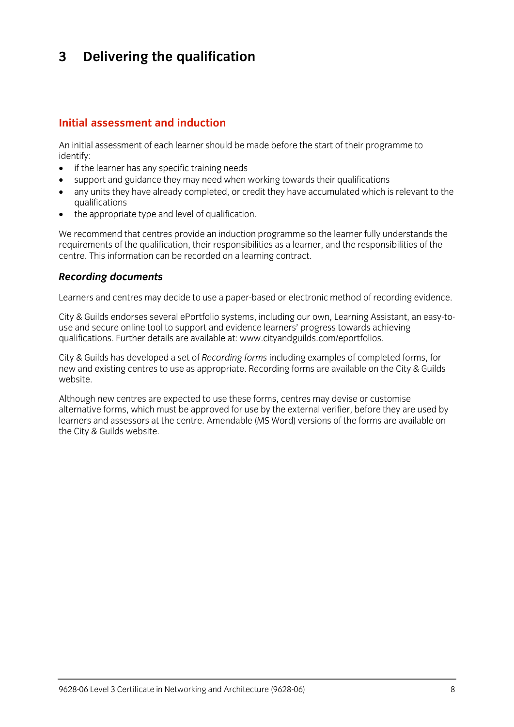# 3 Delivering the qualification

## Initial assessment and induction

An initial assessment of each learner should be made before the start of their programme to identify:

- if the learner has any specific training needs
- support and guidance they may need when working towards their qualifications
- any units they have already completed, or credit they have accumulated which is relevant to the qualifications
- the appropriate type and level of qualification.

We recommend that centres provide an induction programme so the learner fully understands the requirements of the qualification, their responsibilities as a learner, and the responsibilities of the centre. This information can be recorded on a learning contract.

### *Recording documents*

Learners and centres may decide to use a paper-based or electronic method of recording evidence.

City & Guilds endorses several ePortfolio systems, including our own, Learning Assistant, an easy-to-use and secure online tool to support and evidence learners' progress towards achieving qualifications. Further details are available at: www.cityandguilds.com/eportfolios.

City & Guilds has developed a set of *Recording forms* including examples of completed forms, for new and existing centres to use as appropriate. Recording forms are available on the City & Guilds website.

Although new centres are expected to use these forms, centres may devise or customise alternative forms, which must be approved for use by the external verifier, before they are used by learners and assessors at the centre. Amendable (MS Word) versions of the forms are available on the City & Guilds website.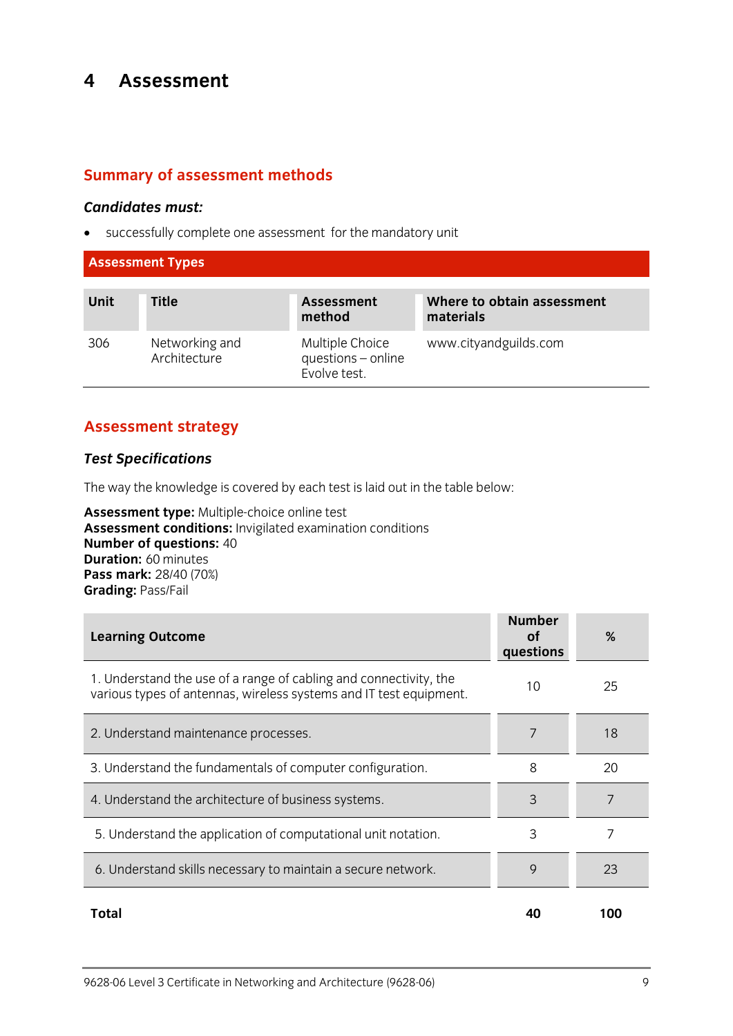# 4 Assessment

## Summary of assessment methods

***Candidates must:***

- successfully complete one assessment for the mandatory unit

**Assessment Types**

| Unit | Title | Assessment method | Where to obtain assessment materials |
|---|---|---|---|
| 306 | Networking and Architecture | Multiple Choice questions – online Evolve test. | www.cityandguilds.com |

## Assessment strategy

### *Test Specifications*

The way the knowledge is covered by each test is laid out in the table below:

**Assessment type:** Multiple-choice online test
**Assessment conditions:** Invigilated examination conditions
**Number of questions:** 40
**Duration:** 60 minutes
**Pass mark:** 28/40 (70%)
**Grading:** Pass/Fail

| Learning Outcome | Number of questions | % |
|---|---|---|
| 1. Understand the use of a range of cabling and connectivity, the various types of antennas, wireless systems and IT test equipment. | 10 | 25 |
| 2. Understand maintenance processes. | 7 | 18 |
| 3. Understand the fundamentals of computer configuration. | 8 | 20 |
| 4. Understand the architecture of business systems. | 3 | 7 |
| 5. Understand the application of computational unit notation. | 3 | 7 |
| 6. Understand skills necessary to maintain a secure network. | 9 | 23 |
| **Total** | **40** | **100** |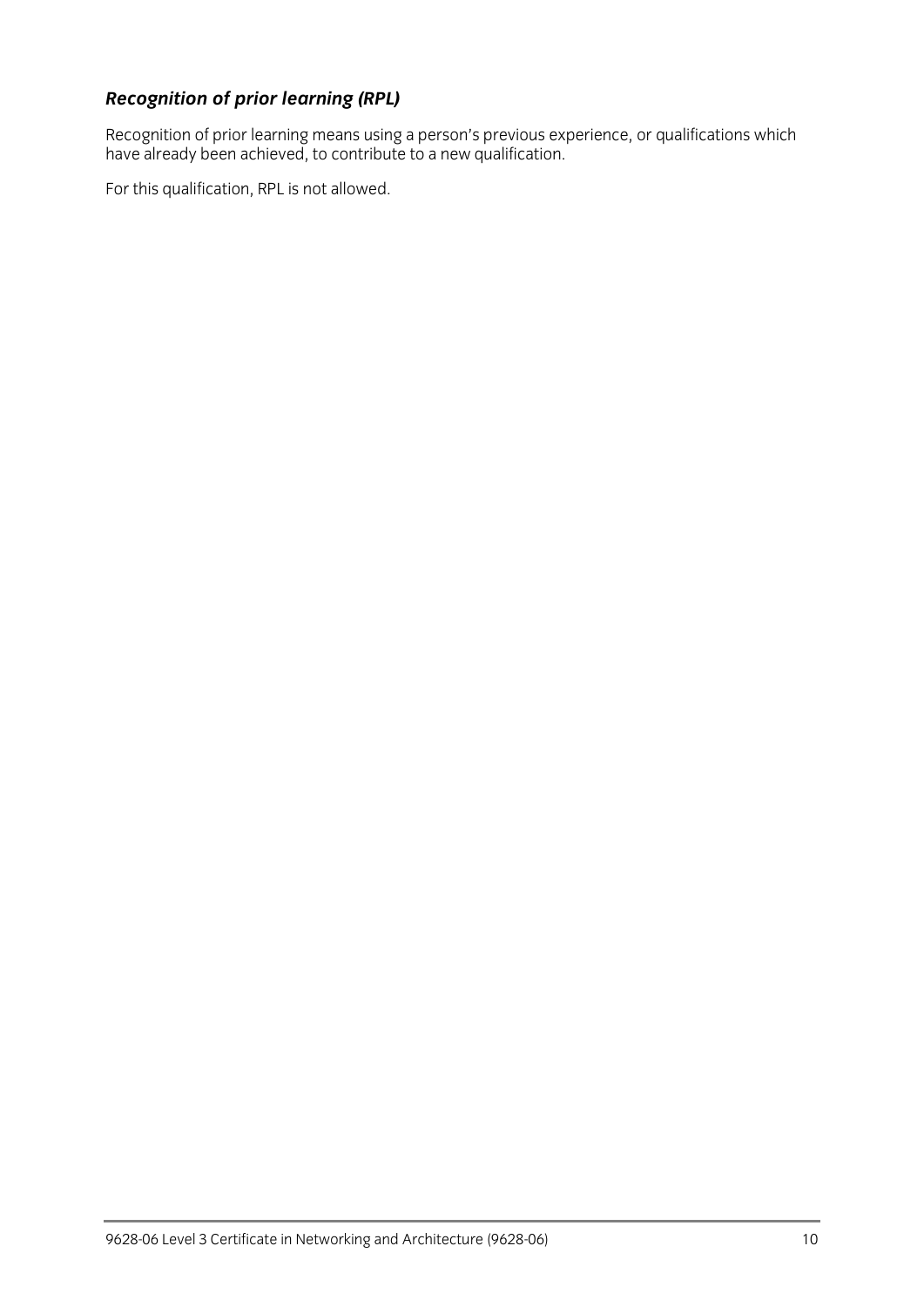### ***Recognition of prior learning (RPL)***

Recognition of prior learning means using a person's previous experience, or qualifications which have already been achieved, to contribute to a new qualification.

For this qualification, RPL is not allowed.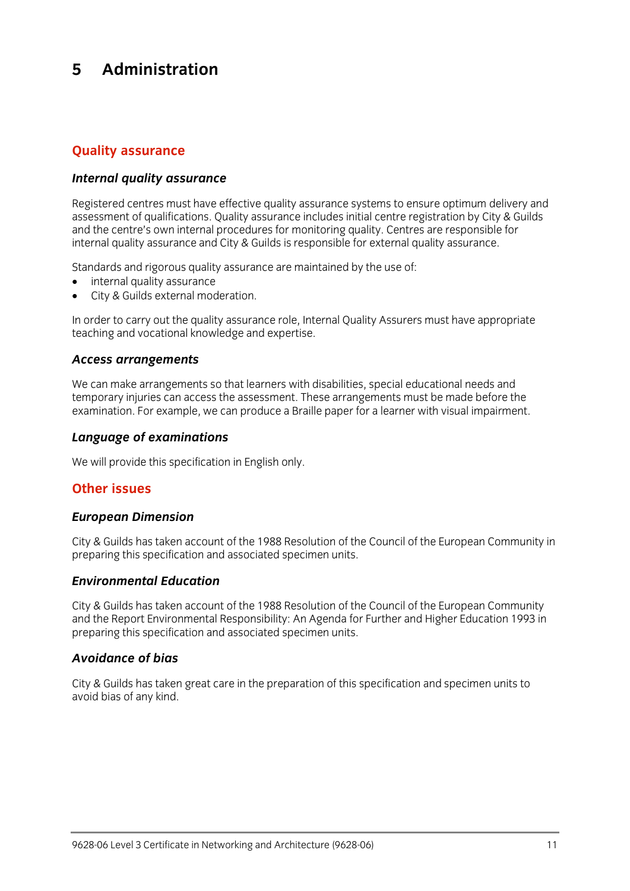# 5 Administration

## Quality assurance

### *Internal quality assurance*

Registered centres must have effective quality assurance systems to ensure optimum delivery and assessment of qualifications. Quality assurance includes initial centre registration by City & Guilds and the centre's own internal procedures for monitoring quality. Centres are responsible for internal quality assurance and City & Guilds is responsible for external quality assurance.

Standards and rigorous quality assurance are maintained by the use of:

- internal quality assurance
- City & Guilds external moderation.

In order to carry out the quality assurance role, Internal Quality Assurers must have appropriate teaching and vocational knowledge and expertise.

### *Access arrangements*

We can make arrangements so that learners with disabilities, special educational needs and temporary injuries can access the assessment. These arrangements must be made before the examination. For example, we can produce a Braille paper for a learner with visual impairment.

### *Language of examinations*

We will provide this specification in English only.

## Other issues

### *European Dimension*

City & Guilds has taken account of the 1988 Resolution of the Council of the European Community in preparing this specification and associated specimen units.

### *Environmental Education*

City & Guilds has taken account of the 1988 Resolution of the Council of the European Community and the Report Environmental Responsibility: An Agenda for Further and Higher Education 1993 in preparing this specification and associated specimen units.

### *Avoidance of bias*

City & Guilds has taken great care in the preparation of this specification and specimen units to avoid bias of any kind.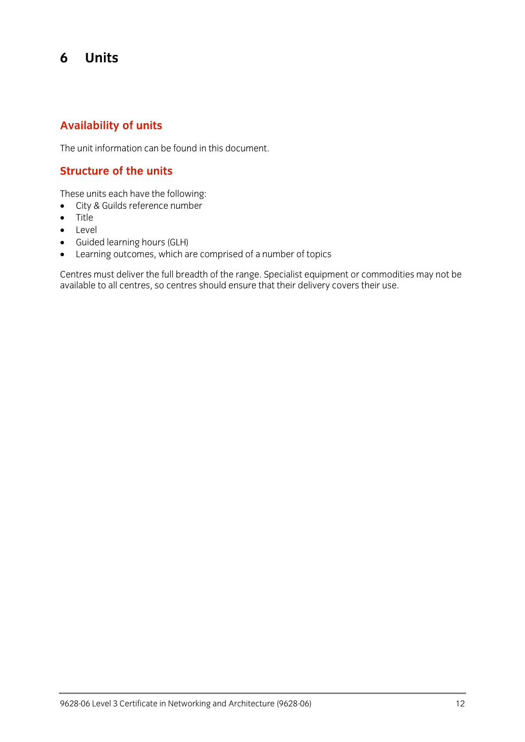# 6 Units

## Availability of units

The unit information can be found in this document.

## Structure of the units

These units each have the following:

- City & Guilds reference number
- Title
- Level
- Guided learning hours (GLH)
- Learning outcomes, which are comprised of a number of topics

Centres must deliver the full breadth of the range. Specialist equipment or commodities may not be available to all centres, so centres should ensure that their delivery covers their use.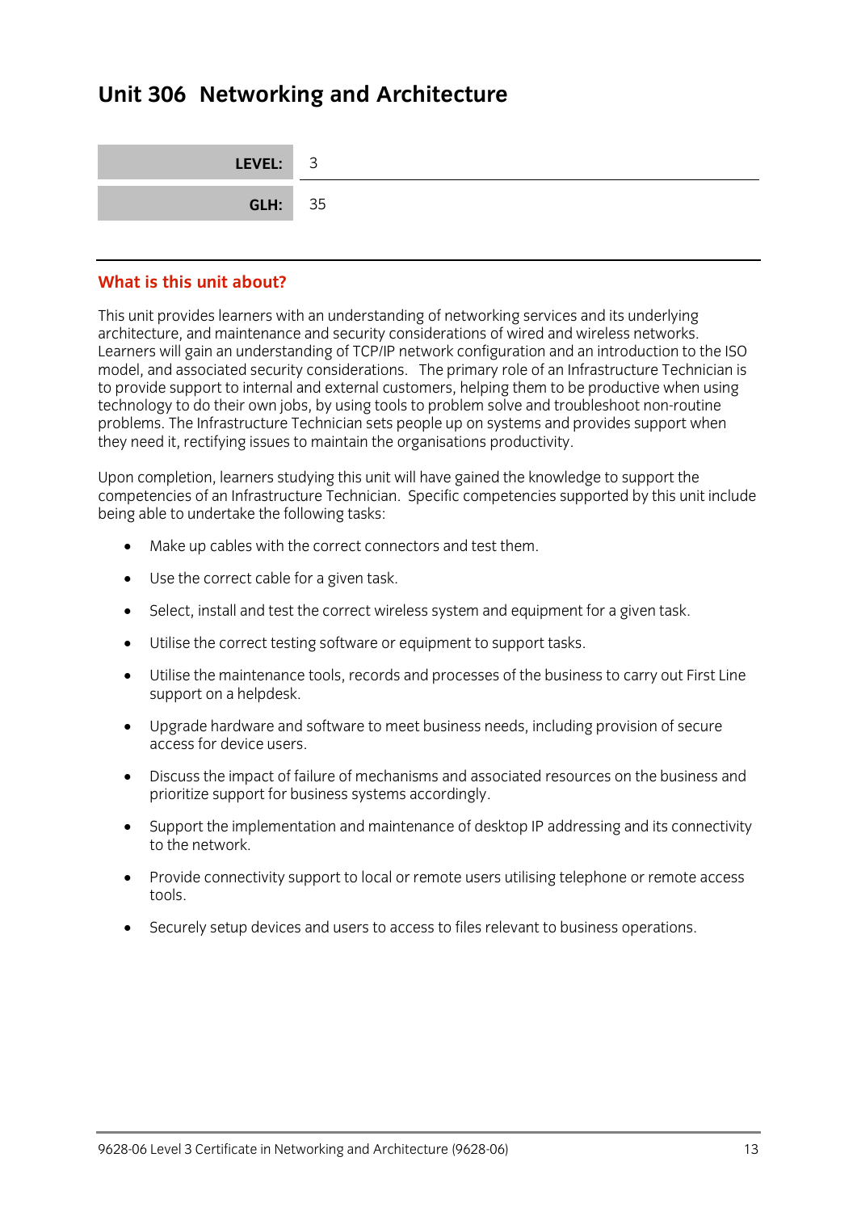# Unit 306 Networking and Architecture

| LEVEL: | 3 |
|---|---|
| GLH: | 35 |

## What is this unit about?

This unit provides learners with an understanding of networking services and its underlying architecture, and maintenance and security considerations of wired and wireless networks. Learners will gain an understanding of TCP/IP network configuration and an introduction to the ISO model, and associated security considerations. The primary role of an Infrastructure Technician is to provide support to internal and external customers, helping them to be productive when using technology to do their own jobs, by using tools to problem solve and troubleshoot non-routine problems. The Infrastructure Technician sets people up on systems and provides support when they need it, rectifying issues to maintain the organisations productivity.

Upon completion, learners studying this unit will have gained the knowledge to support the competencies of an Infrastructure Technician. Specific competencies supported by this unit include being able to undertake the following tasks:

- Make up cables with the correct connectors and test them.
- Use the correct cable for a given task.
- Select, install and test the correct wireless system and equipment for a given task.
- Utilise the correct testing software or equipment to support tasks.
- Utilise the maintenance tools, records and processes of the business to carry out First Line support on a helpdesk.
- Upgrade hardware and software to meet business needs, including provision of secure access for device users.
- Discuss the impact of failure of mechanisms and associated resources on the business and prioritize support for business systems accordingly.
- Support the implementation and maintenance of desktop IP addressing and its connectivity to the network.
- Provide connectivity support to local or remote users utilising telephone or remote access tools.
- Securely setup devices and users to access to files relevant to business operations.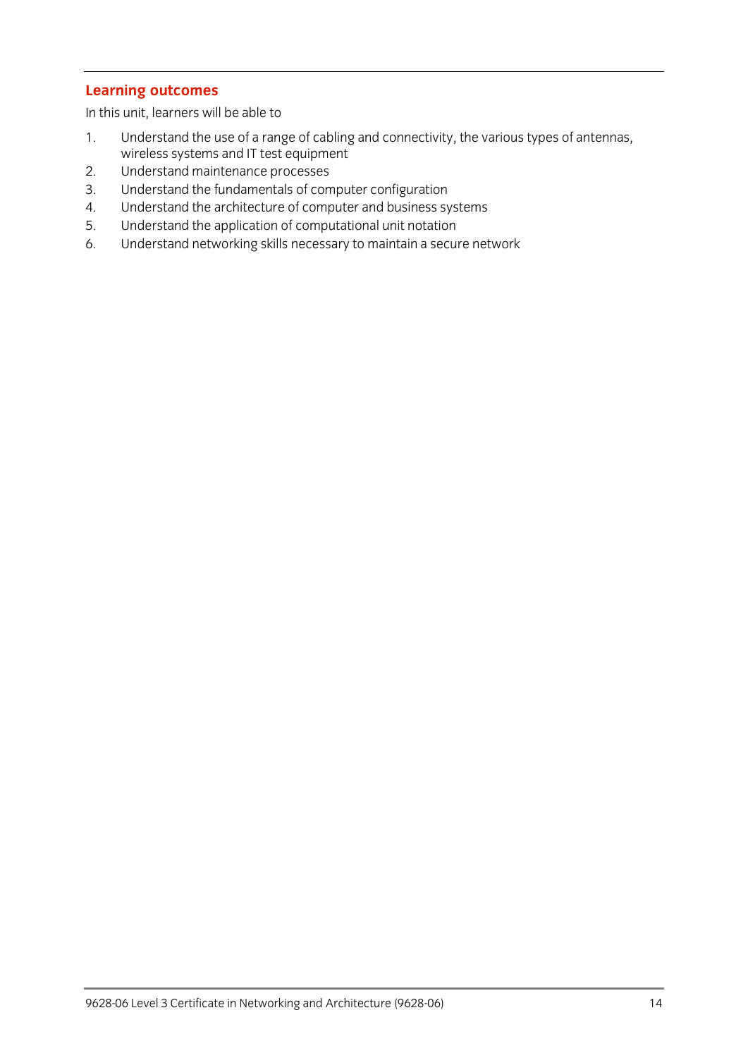## Learning outcomes

In this unit, learners will be able to

1. Understand the use of a range of cabling and connectivity, the various types of antennas, wireless systems and IT test equipment
2. Understand maintenance processes
3. Understand the fundamentals of computer configuration
4. Understand the architecture of computer and business systems
5. Understand the application of computational unit notation
6. Understand networking skills necessary to maintain a secure network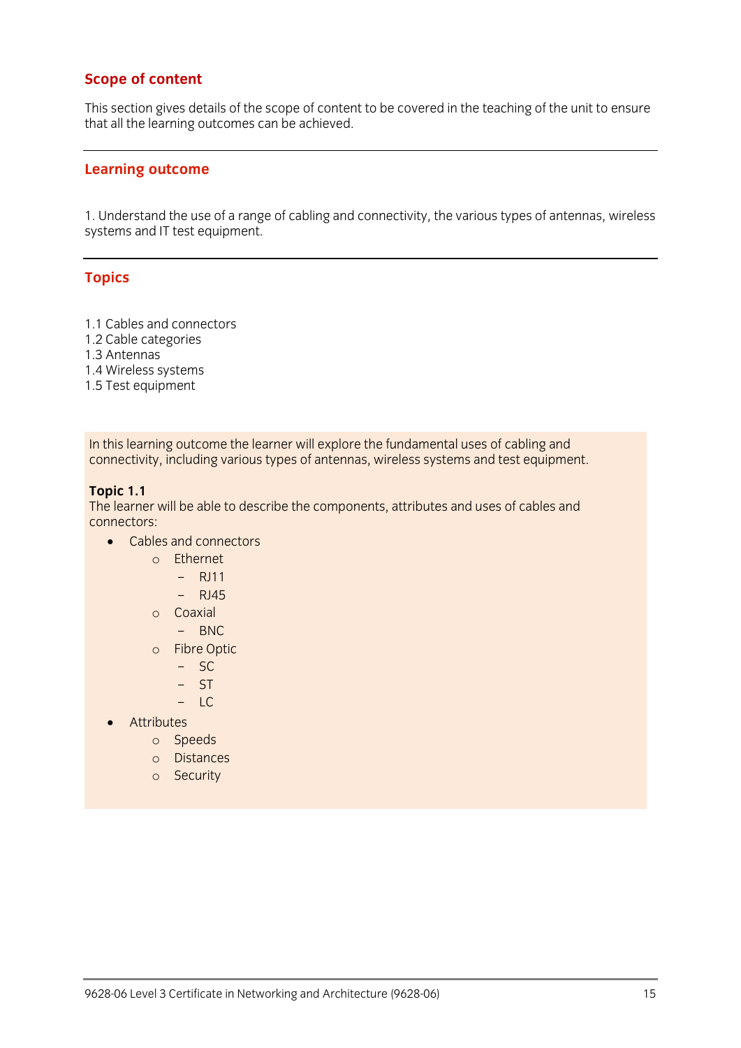## Scope of content

This section gives details of the scope of content to be covered in the teaching of the unit to ensure that all the learning outcomes can be achieved.

---

## Learning outcome

1. Understand the use of a range of cabling and connectivity, the various types of antennas, wireless systems and IT test equipment.

---

## Topics

1.1 Cables and connectors
1.2 Cable categories
1.3 Antennas
1.4 Wireless systems
1.5 Test equipment

In this learning outcome the learner will explore the fundamental uses of cabling and connectivity, including various types of antennas, wireless systems and test equipment.

**Topic 1.1**
The learner will be able to describe the components, attributes and uses of cables and connectors:

- Cables and connectors
    - Ethernet
        - RJ11
        - RJ45
    - Coaxial
        - BNC
    - Fibre Optic
        - SC
        - ST
        - LC
- Attributes
    - Speeds
    - Distances
    - Security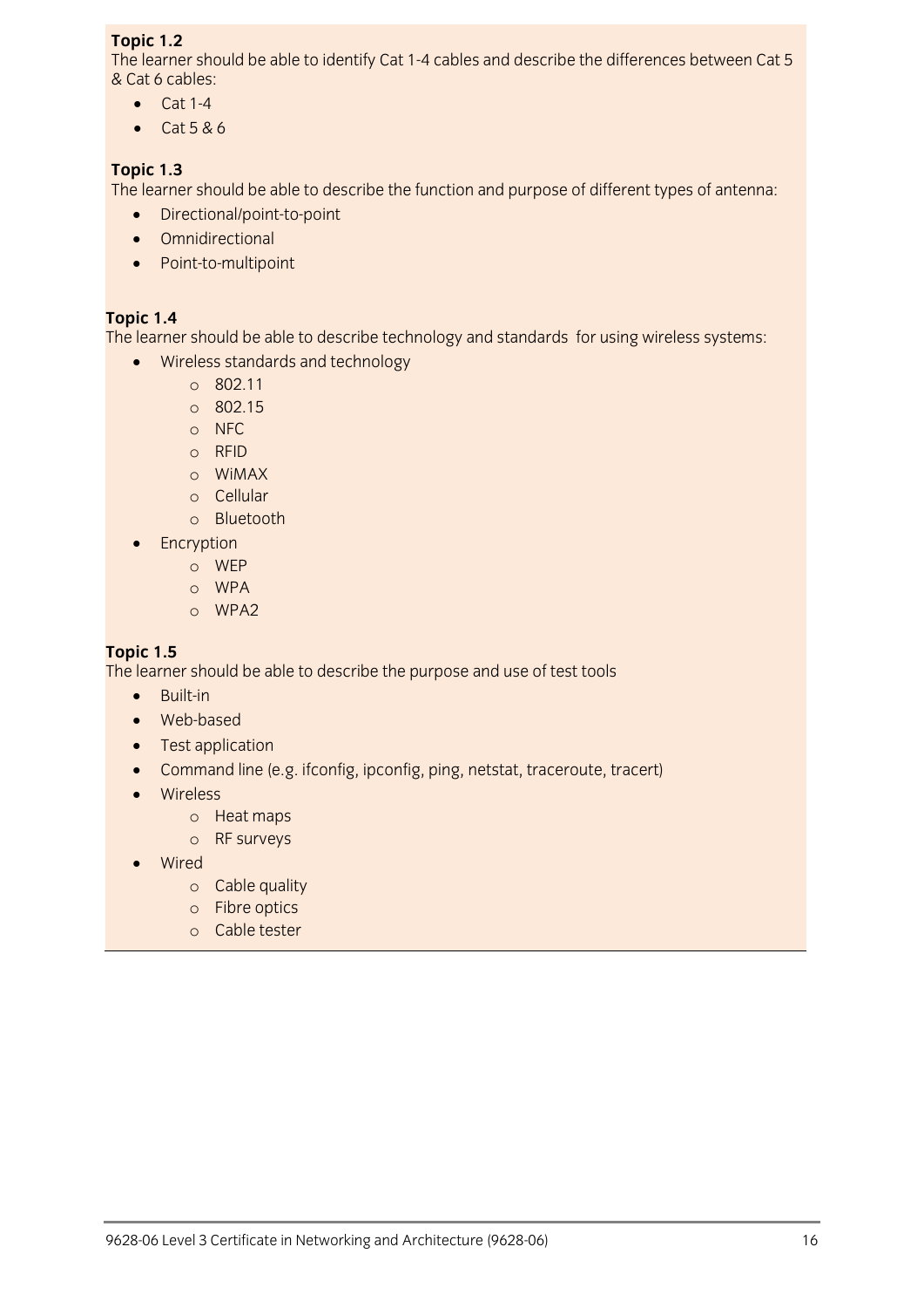**Topic 1.2**
The learner should be able to identify Cat 1-4 cables and describe the differences between Cat 5 & Cat 6 cables:

- Cat 1-4
- Cat 5 & 6

**Topic 1.3**
The learner should be able to describe the function and purpose of different types of antenna:

- Directional/point-to-point
- Omnidirectional
- Point-to-multipoint

**Topic 1.4**
The learner should be able to describe technology and standards for using wireless systems:

- Wireless standards and technology
    - 802.11
    - 802.15
    - NFC
    - RFID
    - WiMAX
    - Cellular
    - Bluetooth
- Encryption
    - WEP
    - WPA
    - WPA2

**Topic 1.5**
The learner should be able to describe the purpose and use of test tools

- Built-in
- Web-based
- Test application
- Command line (e.g. ifconfig, ipconfig, ping, netstat, traceroute, tracert)
- Wireless
    - Heat maps
    - RF surveys
- Wired
    - Cable quality
    - Fibre optics
    - Cable tester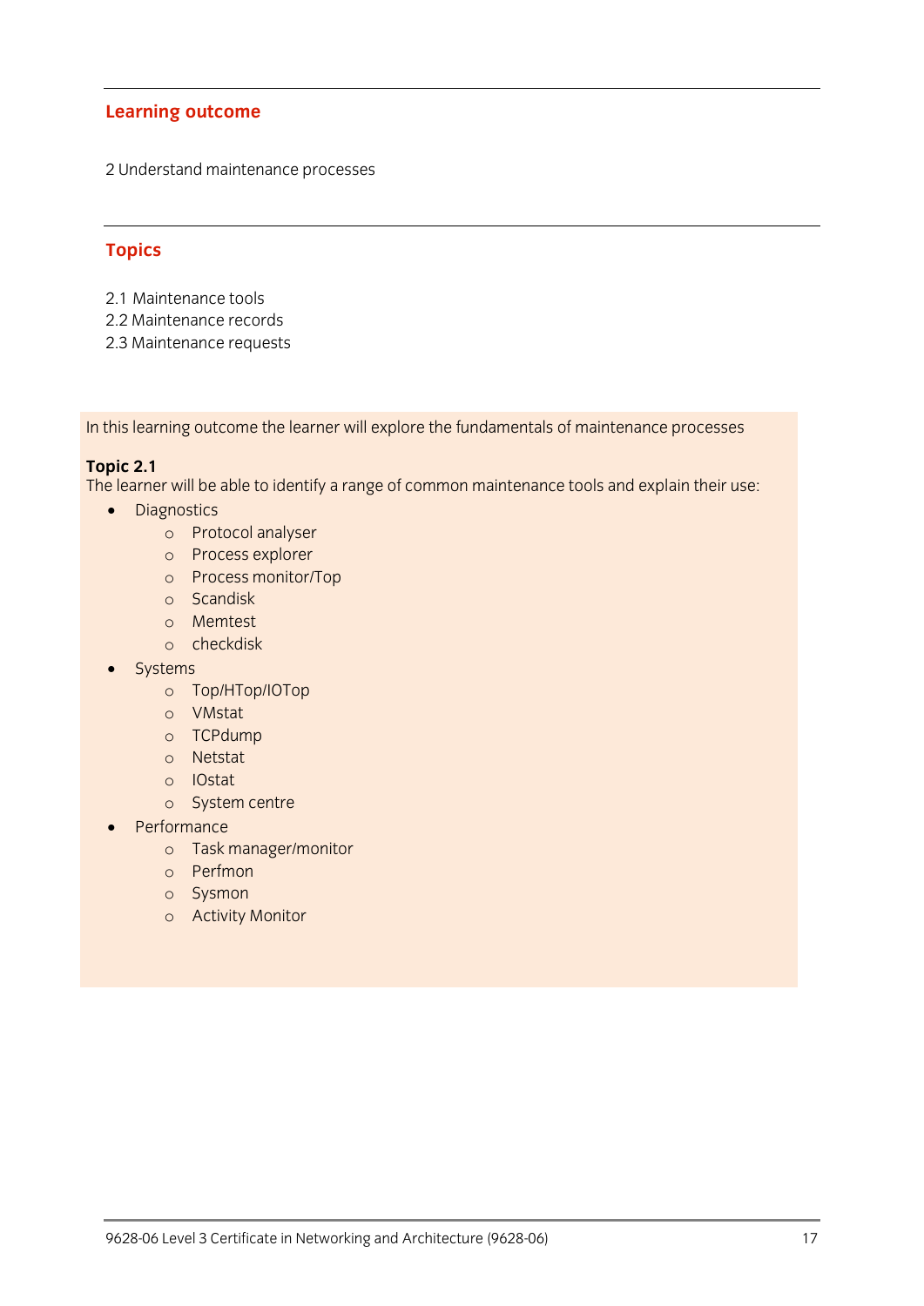## Learning outcome

2 Understand maintenance processes

## Topics

2.1 Maintenance tools
2.2 Maintenance records
2.3 Maintenance requests

In this learning outcome the learner will explore the fundamentals of maintenance processes

**Topic 2.1**
The learner will be able to identify a range of common maintenance tools and explain their use:

- Diagnostics
  - Protocol analyser
  - Process explorer
  - Process monitor/Top
  - Scandisk
  - Memtest
  - checkdisk
- Systems
  - Top/HTop/IOTop
  - VMstat
  - TCPdump
  - Netstat
  - IOstat
  - System centre
- Performance
  - Task manager/monitor
  - Perfmon
  - Sysmon
  - Activity Monitor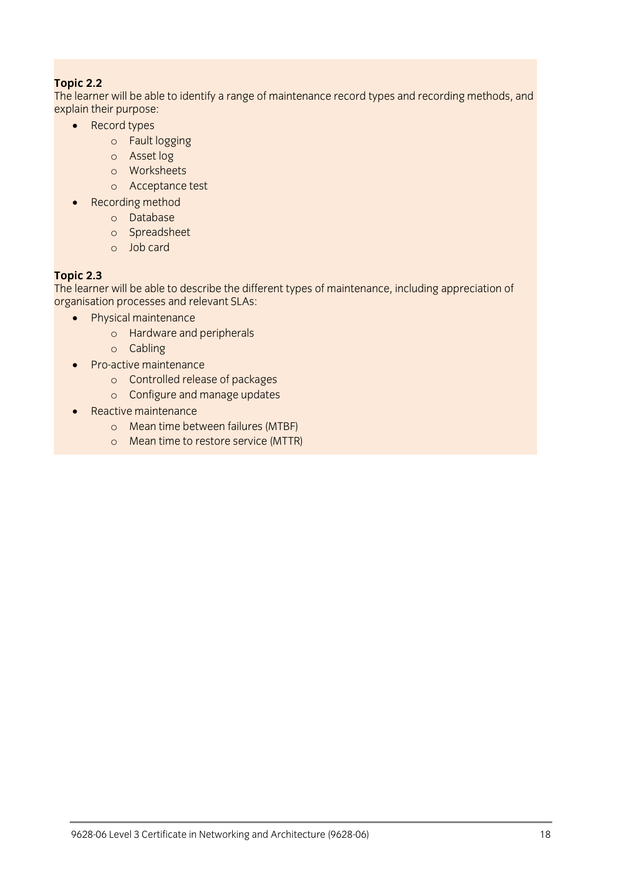**Topic 2.2**

The learner will be able to identify a range of maintenance record types and recording methods, and explain their purpose:

- Record types
  - Fault logging
  - Asset log
  - Worksheets
  - Acceptance test
- Recording method
  - Database
  - Spreadsheet
  - Job card

**Topic 2.3**

The learner will be able to describe the different types of maintenance, including appreciation of organisation processes and relevant SLAs:

- Physical maintenance
  - Hardware and peripherals
  - Cabling
- Pro-active maintenance
  - Controlled release of packages
  - Configure and manage updates
- Reactive maintenance
  - Mean time between failures (MTBF)
  - Mean time to restore service (MTTR)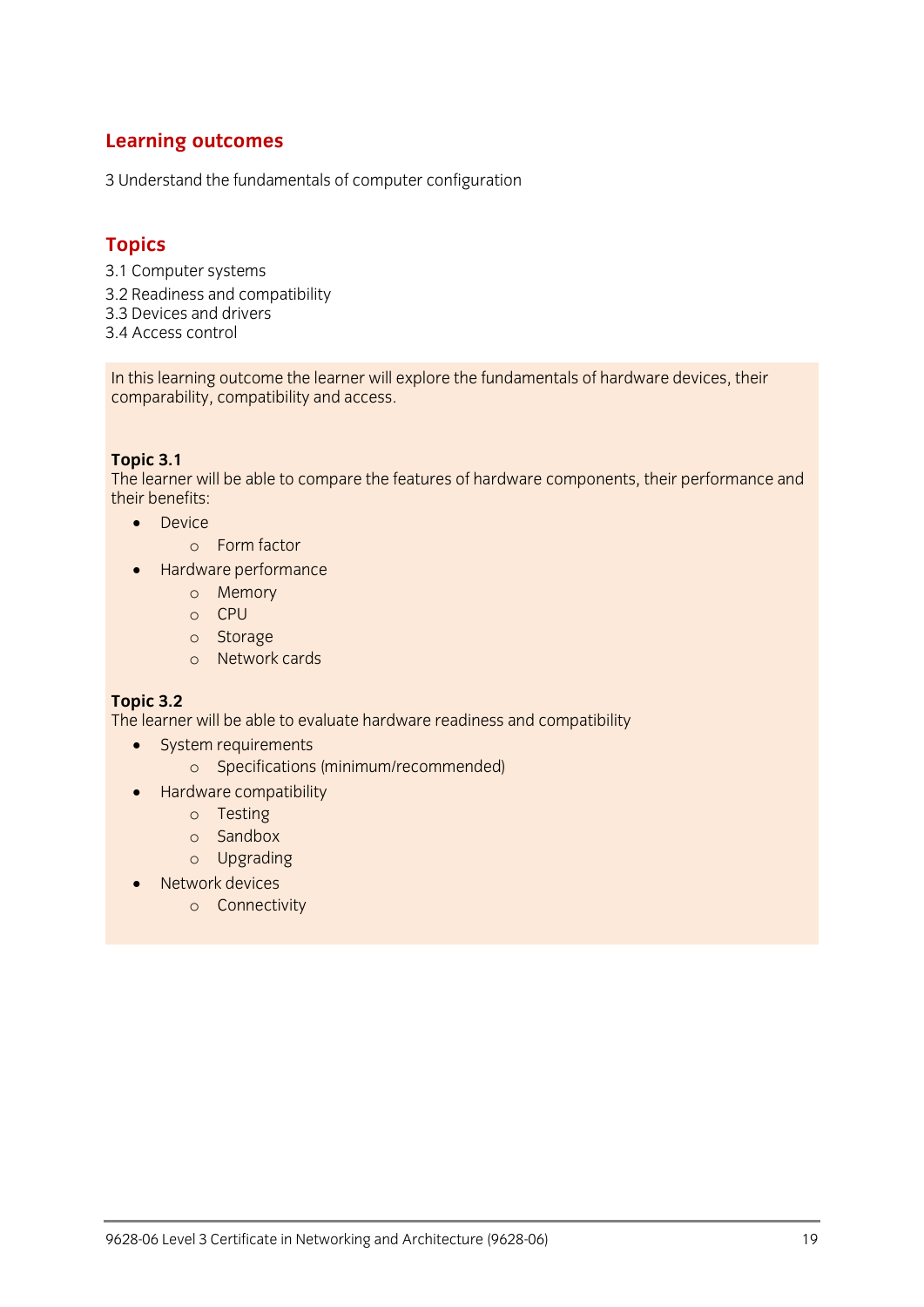## Learning outcomes

3 Understand the fundamentals of computer configuration

## Topics

3.1 Computer systems
3.2 Readiness and compatibility
3.3 Devices and drivers
3.4 Access control

In this learning outcome the learner will explore the fundamentals of hardware devices, their comparability, compatibility and access.

**Topic 3.1**
The learner will be able to compare the features of hardware components, their performance and their benefits:

- Device
  - Form factor
- Hardware performance
  - Memory
  - CPU
  - Storage
  - Network cards

**Topic 3.2**
The learner will be able to evaluate hardware readiness and compatibility

- System requirements
  - Specifications (minimum/recommended)
- Hardware compatibility
  - Testing
  - Sandbox
  - Upgrading
- Network devices
  - Connectivity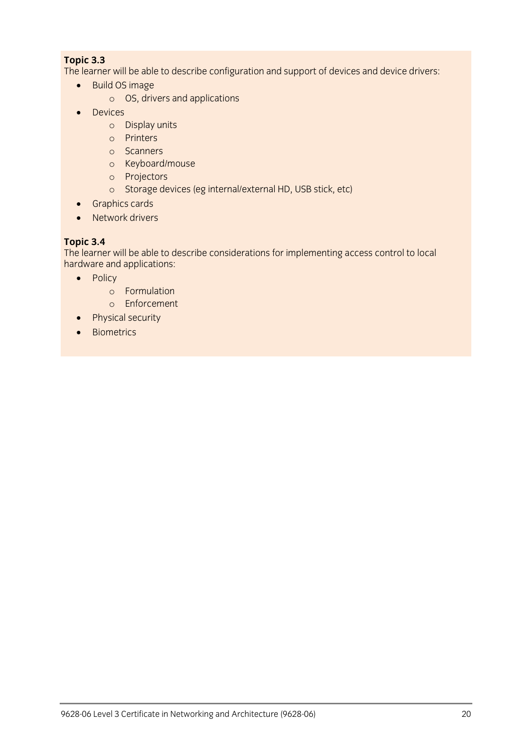**Topic 3.3**
The learner will be able to describe configuration and support of devices and device drivers:

- Build OS image
  - OS, drivers and applications
- Devices
  - Display units
  - Printers
  - Scanners
  - Keyboard/mouse
  - Projectors
  - Storage devices (eg internal/external HD, USB stick, etc)
- Graphics cards
- Network drivers

**Topic 3.4**
The learner will be able to describe considerations for implementing access control to local hardware and applications:

- Policy
  - Formulation
  - Enforcement
- Physical security
- Biometrics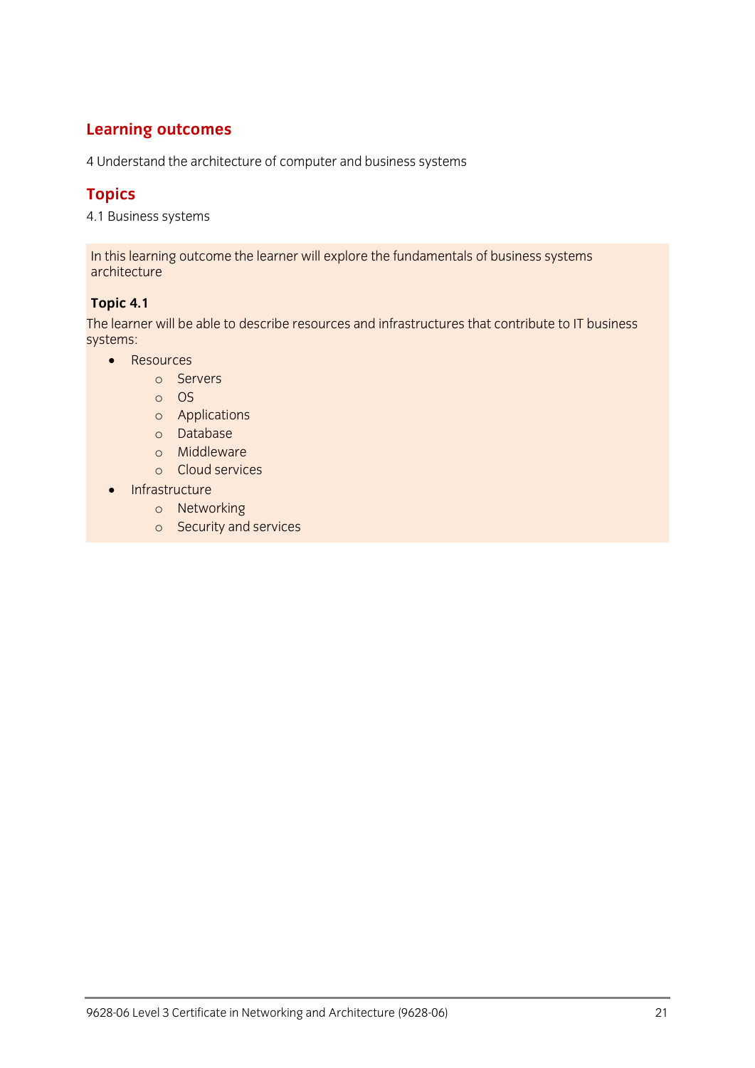## Learning outcomes

4 Understand the architecture of computer and business systems

## Topics

4.1 Business systems

In this learning outcome the learner will explore the fundamentals of business systems architecture

**Topic 4.1**

The learner will be able to describe resources and infrastructures that contribute to IT business systems:

- Resources
  - Servers
  - OS
  - Applications
  - Database
  - Middleware
  - Cloud services
- Infrastructure
  - Networking
  - Security and services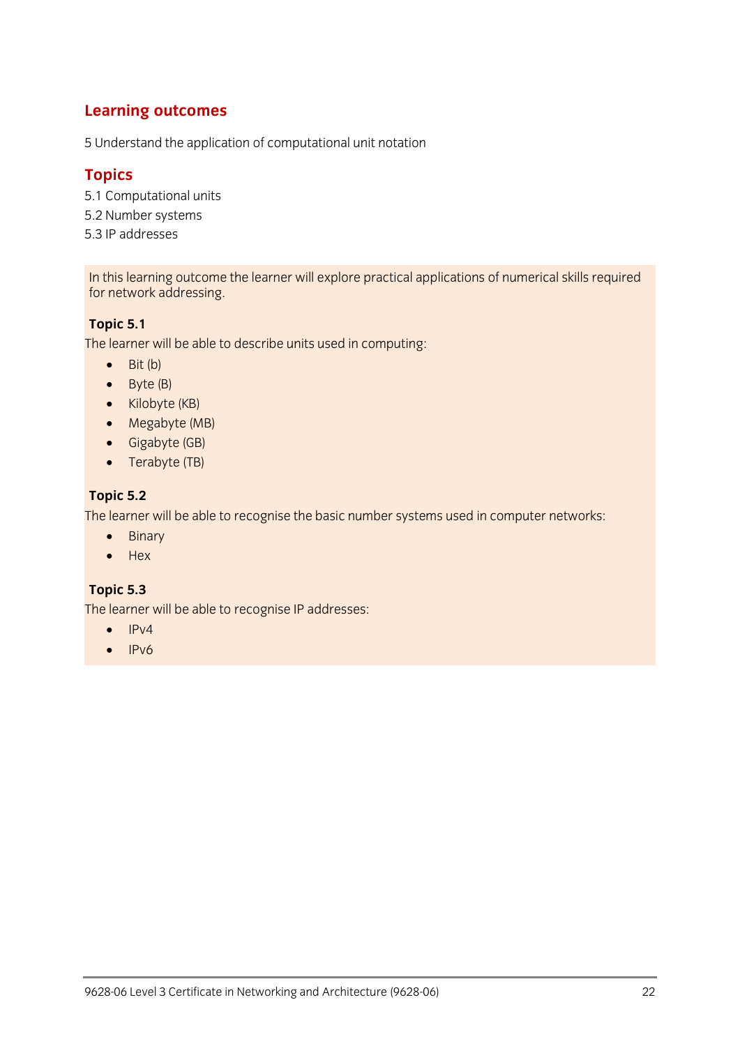## Learning outcomes

5 Understand the application of computational unit notation

## Topics

5.1 Computational units
5.2 Number systems
5.3 IP addresses

In this learning outcome the learner will explore practical applications of numerical skills required for network addressing.

**Topic 5.1**

The learner will be able to describe units used in computing:

- Bit (b)
- Byte (B)
- Kilobyte (KB)
- Megabyte (MB)
- Gigabyte (GB)
- Terabyte (TB)

**Topic 5.2**

The learner will be able to recognise the basic number systems used in computer networks:

- Binary
- Hex

**Topic 5.3**

The learner will be able to recognise IP addresses:

- IPv4
- IPv6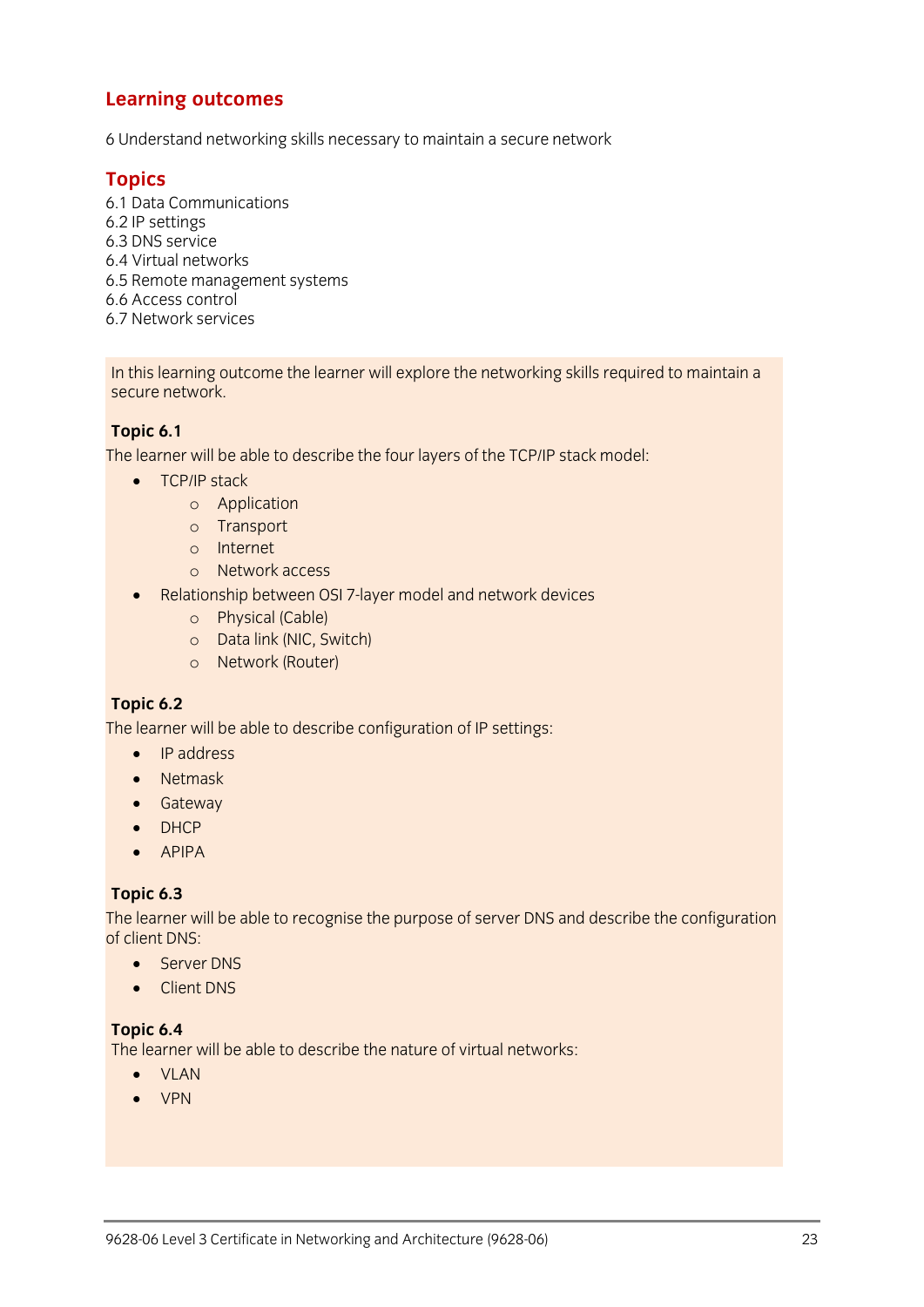## Learning outcomes

6 Understand networking skills necessary to maintain a secure network

## Topics

6.1 Data Communications
6.2 IP settings
6.3 DNS service
6.4 Virtual networks
6.5 Remote management systems
6.6 Access control
6.7 Network services

In this learning outcome the learner will explore the networking skills required to maintain a secure network.

**Topic 6.1**

The learner will be able to describe the four layers of the TCP/IP stack model:

- TCP/IP stack
    - Application
    - Transport
    - Internet
    - Network access
- Relationship between OSI 7-layer model and network devices
    - Physical (Cable)
    - Data link (NIC, Switch)
    - Network (Router)

**Topic 6.2**

The learner will be able to describe configuration of IP settings:

- IP address
- Netmask
- Gateway
- DHCP
- APIPA

**Topic 6.3**

The learner will be able to recognise the purpose of server DNS and describe the configuration of client DNS:

- Server DNS
- Client DNS

**Topic 6.4**

The learner will be able to describe the nature of virtual networks:

- VLAN
- VPN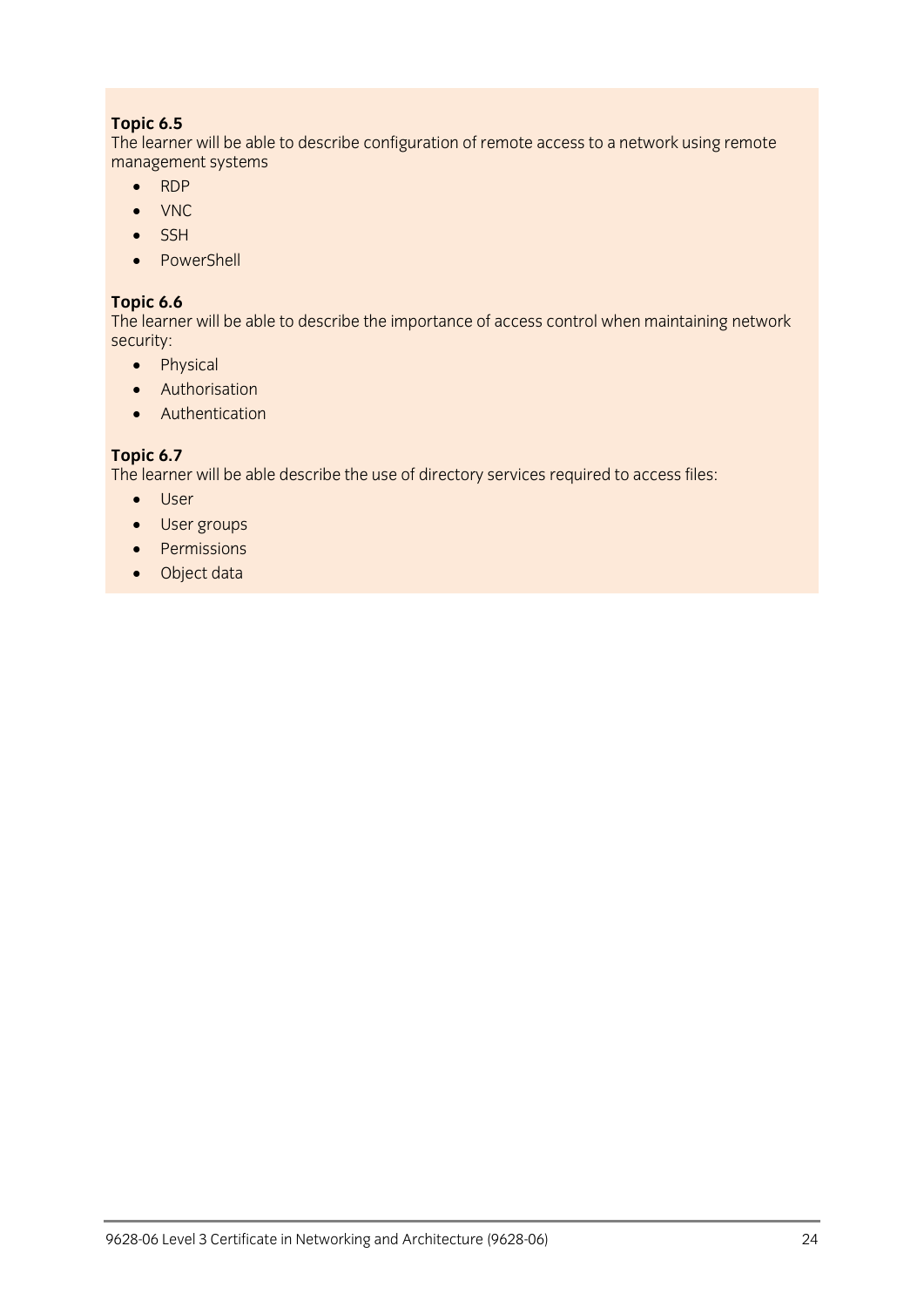**Topic 6.5**
The learner will be able to describe configuration of remote access to a network using remote management systems

- RDP
- VNC
- SSH
- PowerShell

**Topic 6.6**
The learner will be able to describe the importance of access control when maintaining network security:

- Physical
- Authorisation
- Authentication

**Topic 6.7**
The learner will be able describe the use of directory services required to access files:

- User
- User groups
- Permissions
- Object data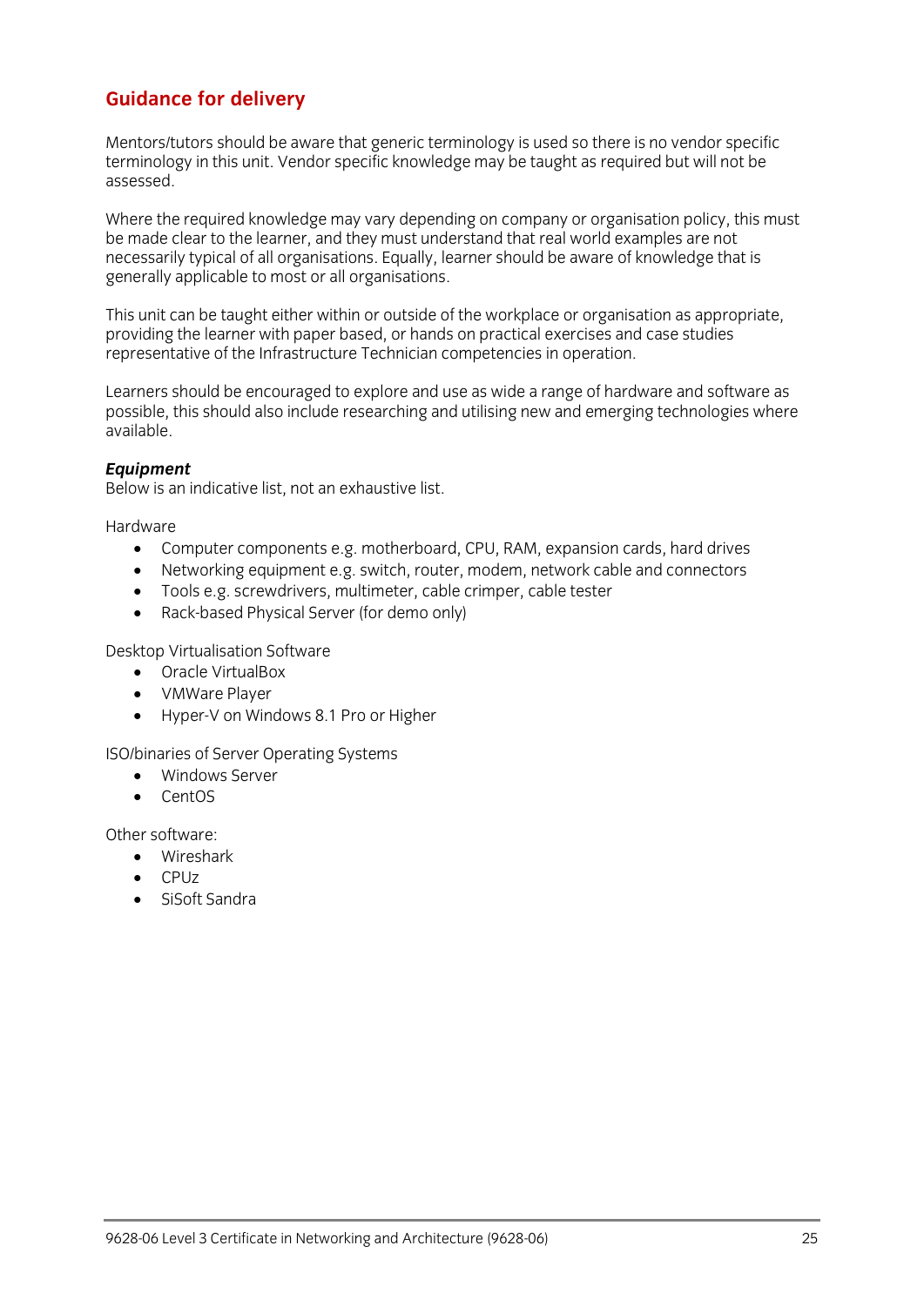## Guidance for delivery

Mentors/tutors should be aware that generic terminology is used so there is no vendor specific terminology in this unit. Vendor specific knowledge may be taught as required but will not be assessed.

Where the required knowledge may vary depending on company or organisation policy, this must be made clear to the learner, and they must understand that real world examples are not necessarily typical of all organisations. Equally, learner should be aware of knowledge that is generally applicable to most or all organisations.

This unit can be taught either within or outside of the workplace or organisation as appropriate, providing the learner with paper based, or hands on practical exercises and case studies representative of the Infrastructure Technician competencies in operation.

Learners should be encouraged to explore and use as wide a range of hardware and software as possible, this should also include researching and utilising new and emerging technologies where available.

***Equipment***
Below is an indicative list, not an exhaustive list.

Hardware

- Computer components e.g. motherboard, CPU, RAM, expansion cards, hard drives
- Networking equipment e.g. switch, router, modem, network cable and connectors
- Tools e.g. screwdrivers, multimeter, cable crimper, cable tester
- Rack-based Physical Server (for demo only)

Desktop Virtualisation Software

- Oracle VirtualBox
- VMWare Player
- Hyper-V on Windows 8.1 Pro or Higher

ISO/binaries of Server Operating Systems

- Windows Server
- CentOS

Other software:

- Wireshark
- CPUz
- SiSoft Sandra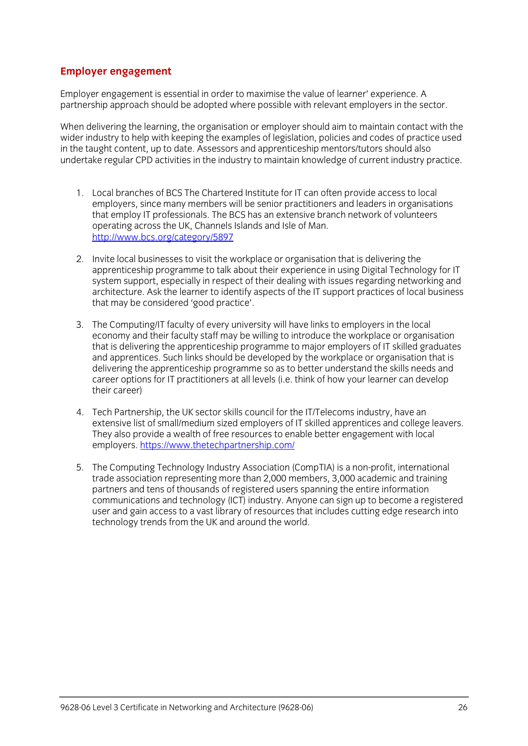## Employer engagement

Employer engagement is essential in order to maximise the value of learner' experience. A partnership approach should be adopted where possible with relevant employers in the sector.

When delivering the learning, the organisation or employer should aim to maintain contact with the wider industry to help with keeping the examples of legislation, policies and codes of practice used in the taught content, up to date. Assessors and apprenticeship mentors/tutors should also undertake regular CPD activities in the industry to maintain knowledge of current industry practice.

1. Local branches of BCS The Chartered Institute for IT can often provide access to local employers, since many members will be senior practitioners and leaders in organisations that employ IT professionals. The BCS has an extensive branch network of volunteers operating across the UK, Channels Islands and Isle of Man. http://www.bcs.org/category/5897

2. Invite local businesses to visit the workplace or organisation that is delivering the apprenticeship programme to talk about their experience in using Digital Technology for IT system support, especially in respect of their dealing with issues regarding networking and architecture. Ask the learner to identify aspects of the IT support practices of local business that may be considered 'good practice'.

3. The Computing/IT faculty of every university will have links to employers in the local economy and their faculty staff may be willing to introduce the workplace or organisation that is delivering the apprenticeship programme to major employers of IT skilled graduates and apprentices. Such links should be developed by the workplace or organisation that is delivering the apprenticeship programme so as to better understand the skills needs and career options for IT practitioners at all levels (i.e. think of how your learner can develop their career)

4. Tech Partnership, the UK sector skills council for the IT/Telecoms industry, have an extensive list of small/medium sized employers of IT skilled apprentices and college leavers. They also provide a wealth of free resources to enable better engagement with local employers. https://www.thetechpartnership.com/

5. The Computing Technology Industry Association (CompTIA) is a non-profit, international trade association representing more than 2,000 members, 3,000 academic and training partners and tens of thousands of registered users spanning the entire information communications and technology (ICT) industry. Anyone can sign up to become a registered user and gain access to a vast library of resources that includes cutting edge research into technology trends from the UK and around the world.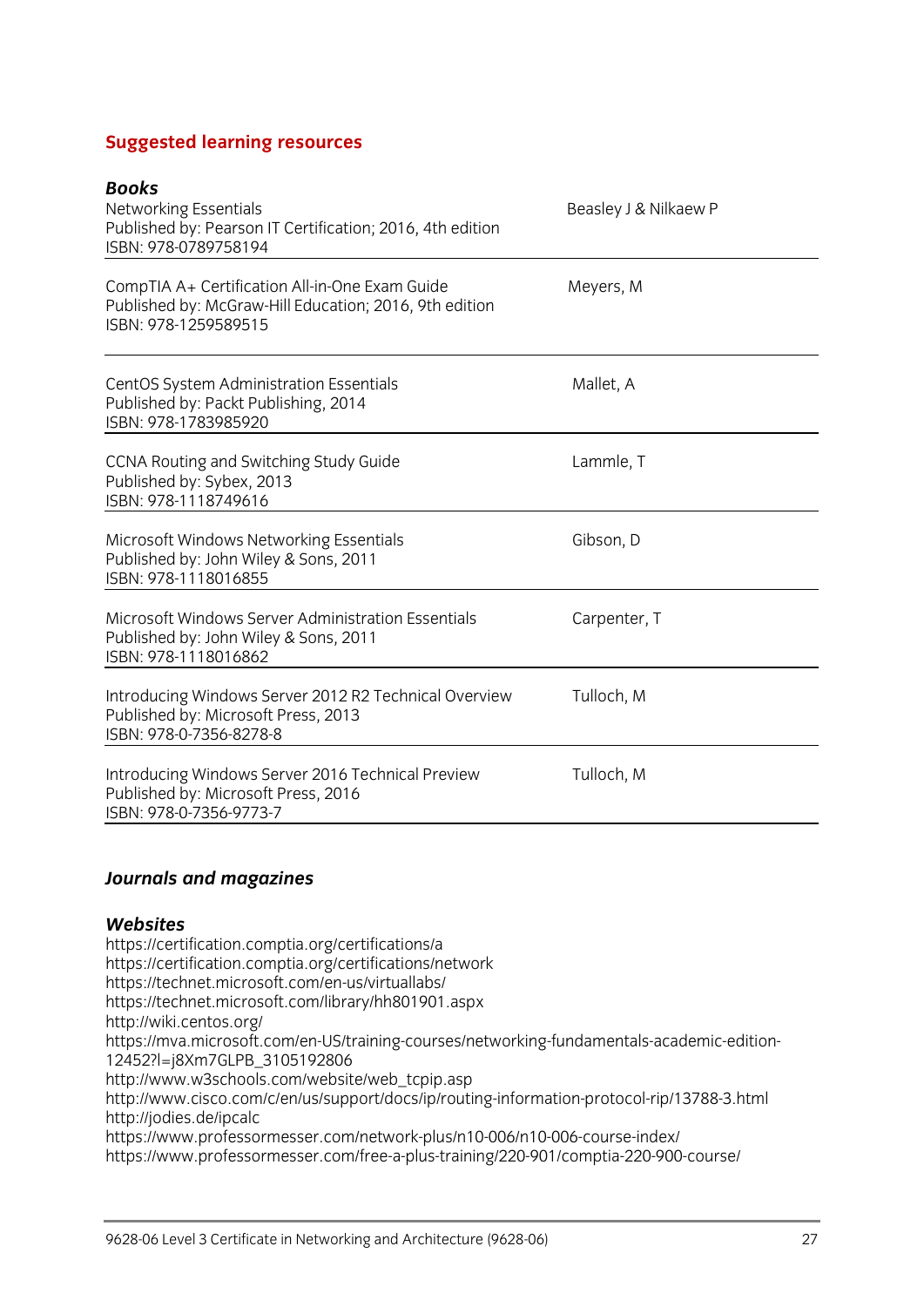## Suggested learning resources

### *Books*

| | |
|---|---|
| Networking Essentials<br>Published by: Pearson IT Certification; 2016, 4th edition<br>ISBN: 978-0789758194 | Beasley J & Nilkaew P |
| CompTIA A+ Certification All-in-One Exam Guide<br>Published by: McGraw-Hill Education; 2016, 9th edition<br>ISBN: 978-1259589515 | Meyers, M |
| CentOS System Administration Essentials<br>Published by: Packt Publishing, 2014<br>ISBN: 978-1783985920 | Mallet, A |
| CCNA Routing and Switching Study Guide<br>Published by: Sybex, 2013<br>ISBN: 978-1118749616 | Lammle, T |
| Microsoft Windows Networking Essentials<br>Published by: John Wiley & Sons, 2011<br>ISBN: 978-1118016855 | Gibson, D |
| Microsoft Windows Server Administration Essentials<br>Published by: John Wiley & Sons, 2011<br>ISBN: 978-1118016862 | Carpenter, T |
| Introducing Windows Server 2012 R2 Technical Overview<br>Published by: Microsoft Press, 2013<br>ISBN: 978-0-7356-8278-8 | Tulloch, M |
| Introducing Windows Server 2016 Technical Preview<br>Published by: Microsoft Press, 2016<br>ISBN: 978-0-7356-9773-7 | Tulloch, M |

### *Journals and magazines*

### *Websites*

https://certification.comptia.org/certifications/a
https://certification.comptia.org/certifications/network
https://technet.microsoft.com/en-us/virtuallabs/
https://technet.microsoft.com/library/hh801901.aspx
http://wiki.centos.org/
https://mva.microsoft.com/en-US/training-courses/networking-fundamentals-academic-edition-12452?l=j8Xm7GLPB_3105192806
http://www.w3schools.com/website/web_tcpip.asp
http://www.cisco.com/c/en/us/support/docs/ip/routing-information-protocol-rip/13788-3.html
http://jodies.de/ipcalc
https://www.professormesser.com/network-plus/n10-006/n10-006-course-index/
https://www.professormesser.com/free-a-plus-training/220-901/comptia-220-900-course/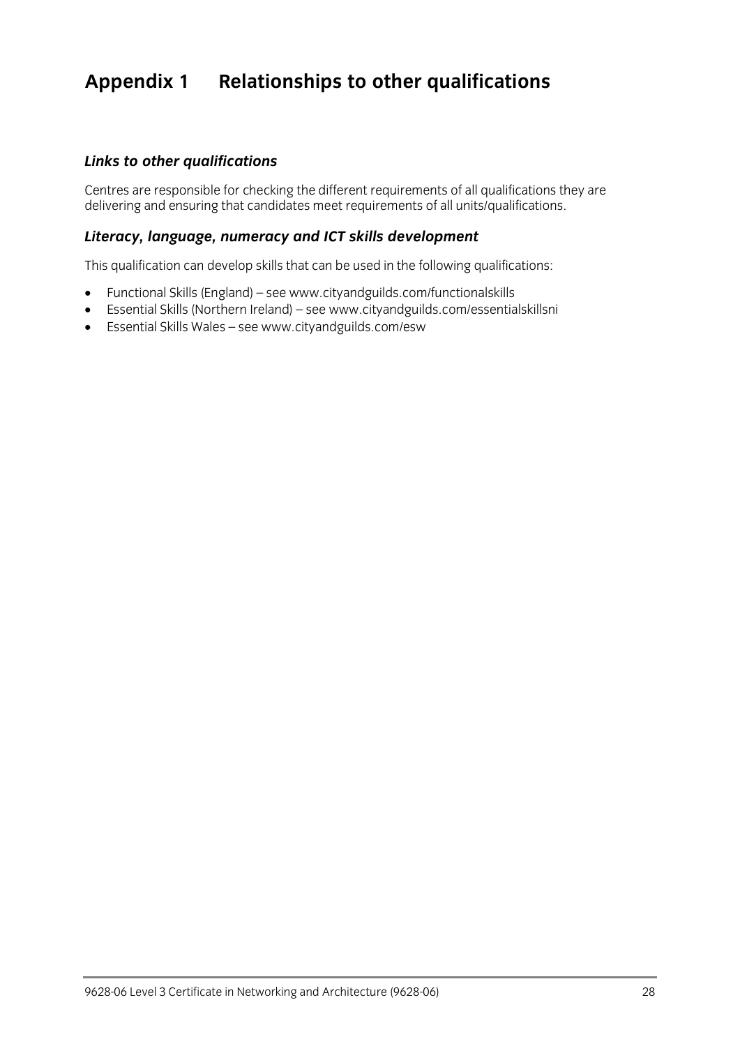# Appendix 1 Relationships to other qualifications

### *Links to other qualifications*

Centres are responsible for checking the different requirements of all qualifications they are delivering and ensuring that candidates meet requirements of all units/qualifications.

### *Literacy, language, numeracy and ICT skills development*

This qualification can develop skills that can be used in the following qualifications:

- Functional Skills (England) – see www.cityandguilds.com/functionalskills
- Essential Skills (Northern Ireland) – see www.cityandguilds.com/essentialskillsni
- Essential Skills Wales – see www.cityandguilds.com/esw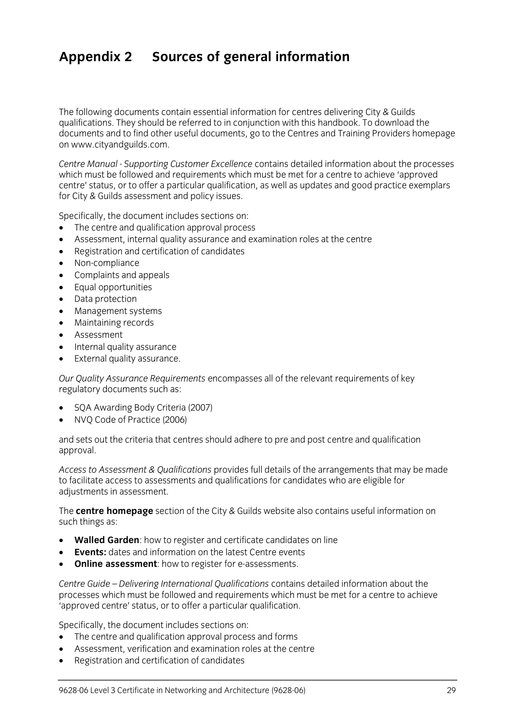# Appendix 2 Sources of general information

The following documents contain essential information for centres delivering City & Guilds qualifications. They should be referred to in conjunction with this handbook. To download the documents and to find other useful documents, go to the Centres and Training Providers homepage on www.cityandguilds.com.

*Centre Manual - Supporting Customer Excellence* contains detailed information about the processes which must be followed and requirements which must be met for a centre to achieve 'approved centre' status, or to offer a particular qualification, as well as updates and good practice exemplars for City & Guilds assessment and policy issues.

Specifically, the document includes sections on:

- The centre and qualification approval process
- Assessment, internal quality assurance and examination roles at the centre
- Registration and certification of candidates
- Non-compliance
- Complaints and appeals
- Equal opportunities
- Data protection
- Management systems
- Maintaining records
- Assessment
- Internal quality assurance
- External quality assurance.

*Our Quality Assurance Requirements* encompasses all of the relevant requirements of key regulatory documents such as:

- SQA Awarding Body Criteria (2007)
- NVQ Code of Practice (2006)

and sets out the criteria that centres should adhere to pre and post centre and qualification approval.

*Access to Assessment & Qualifications* provides full details of the arrangements that may be made to facilitate access to assessments and qualifications for candidates who are eligible for adjustments in assessment.

The **centre homepage** section of the City & Guilds website also contains useful information on such things as:

- **Walled Garden**: how to register and certificate candidates on line
- **Events:** dates and information on the latest Centre events
- **Online assessment**: how to register for e-assessments.

*Centre Guide – Delivering International Qualifications* contains detailed information about the processes which must be followed and requirements which must be met for a centre to achieve 'approved centre' status, or to offer a particular qualification.

Specifically, the document includes sections on:

- The centre and qualification approval process and forms
- Assessment, verification and examination roles at the centre
- Registration and certification of candidates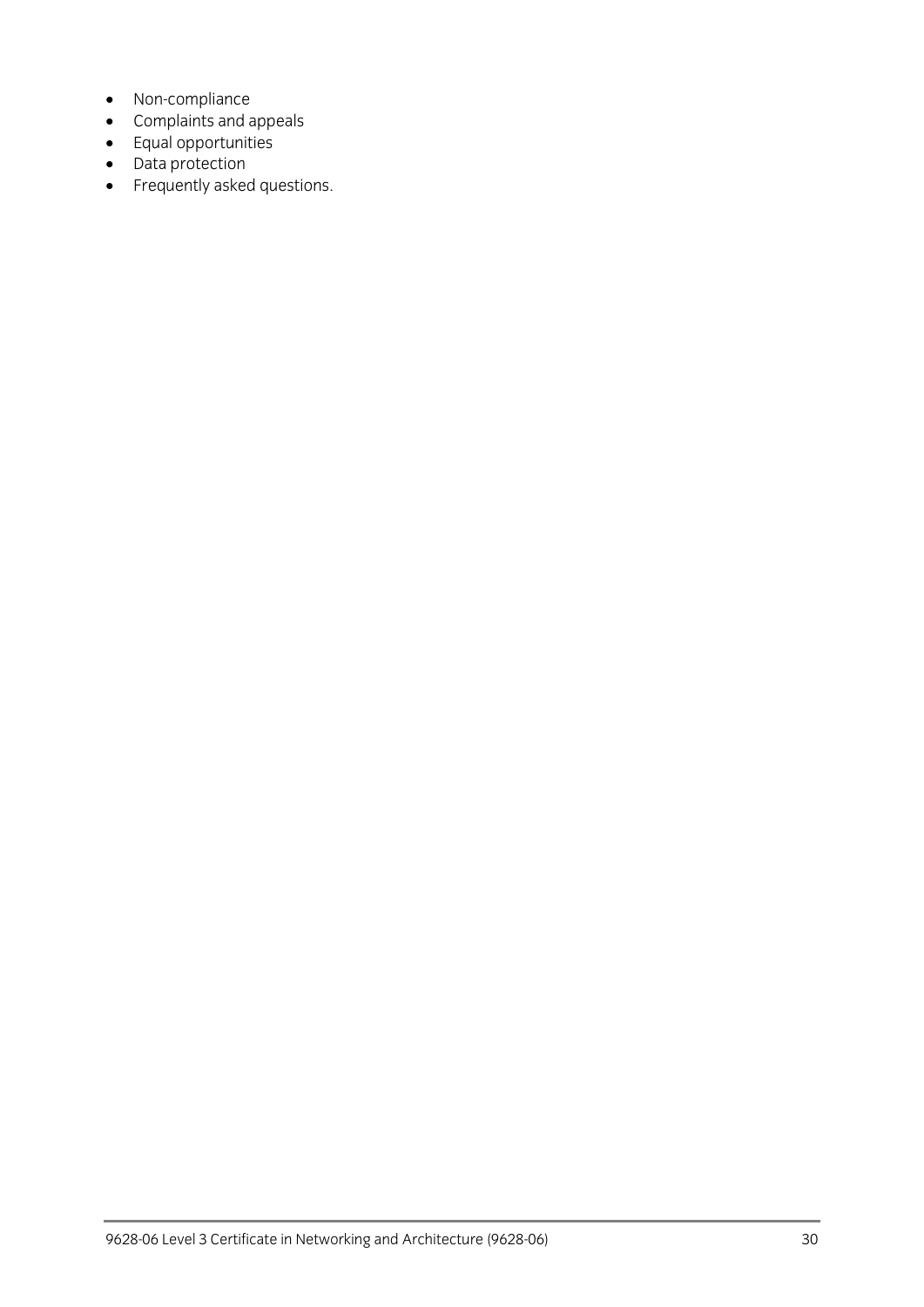- Non-compliance
- Complaints and appeals
- Equal opportunities
- Data protection
- Frequently asked questions.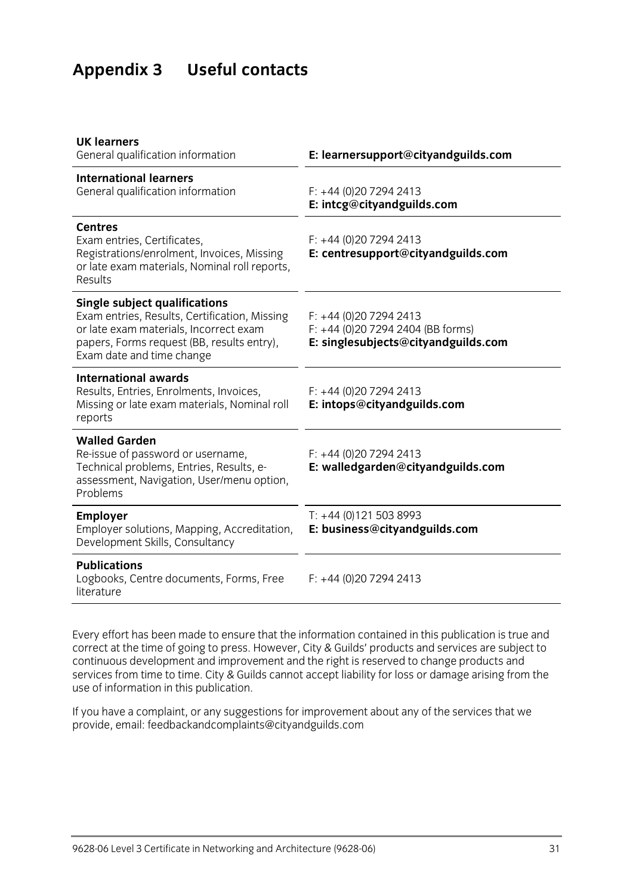# Appendix 3 Useful contacts

| | |
|---|---|
| **UK learners**<br>General qualification information | **E: learnersupport@cityandguilds.com** |
| **International learners**<br>General qualification information | F: +44 (0)20 7294 2413<br>**E: intcg@cityandguilds.com** |
| **Centres**<br>Exam entries, Certificates, Registrations/enrolment, Invoices, Missing or late exam materials, Nominal roll reports, Results | F: +44 (0)20 7294 2413<br>**E: centresupport@cityandguilds.com** |
| **Single subject qualifications**<br>Exam entries, Results, Certification, Missing or late exam materials, Incorrect exam papers, Forms request (BB, results entry), Exam date and time change | F: +44 (0)20 7294 2413<br>F: +44 (0)20 7294 2404 (BB forms)<br>**E: singlesubjects@cityandguilds.com** |
| **International awards**<br>Results, Entries, Enrolments, Invoices, Missing or late exam materials, Nominal roll reports | F: +44 (0)20 7294 2413<br>**E: intops@cityandguilds.com** |
| **Walled Garden**<br>Re-issue of password or username, Technical problems, Entries, Results, e-assessment, Navigation, User/menu option, Problems | F: +44 (0)20 7294 2413<br>**E: walledgarden@cityandguilds.com** |
| **Employer**<br>Employer solutions, Mapping, Accreditation, Development Skills, Consultancy | T: +44 (0)121 503 8993<br>**E: business@cityandguilds.com** |
| **Publications**<br>Logbooks, Centre documents, Forms, Free literature | F: +44 (0)20 7294 2413 |

Every effort has been made to ensure that the information contained in this publication is true and correct at the time of going to press. However, City & Guilds' products and services are subject to continuous development and improvement and the right is reserved to change products and services from time to time. City & Guilds cannot accept liability for loss or damage arising from the use of information in this publication.

If you have a complaint, or any suggestions for improvement about any of the services that we provide, email: feedbackandcomplaints@cityandguilds.com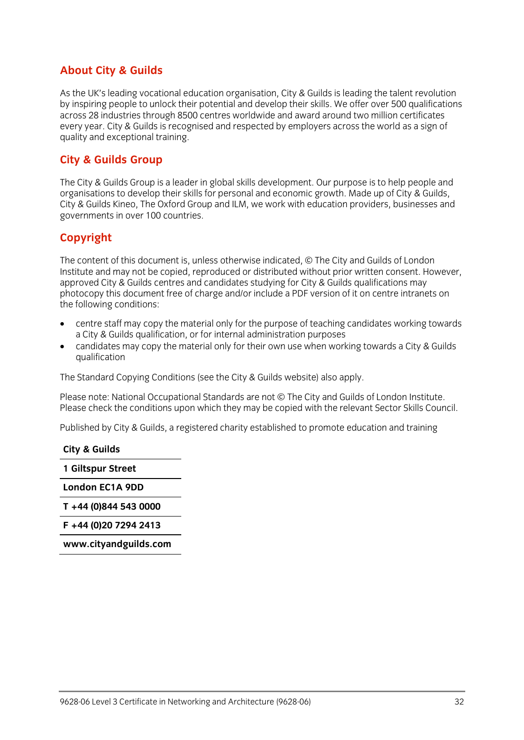## About City & Guilds

As the UK's leading vocational education organisation, City & Guilds is leading the talent revolution by inspiring people to unlock their potential and develop their skills. We offer over 500 qualifications across 28 industries through 8500 centres worldwide and award around two million certificates every year. City & Guilds is recognised and respected by employers across the world as a sign of quality and exceptional training.

## City & Guilds Group

The City & Guilds Group is a leader in global skills development. Our purpose is to help people and organisations to develop their skills for personal and economic growth. Made up of City & Guilds, City & Guilds Kineo, The Oxford Group and ILM, we work with education providers, businesses and governments in over 100 countries.

## Copyright

The content of this document is, unless otherwise indicated, © The City and Guilds of London Institute and may not be copied, reproduced or distributed without prior written consent. However, approved City & Guilds centres and candidates studying for City & Guilds qualifications may photocopy this document free of charge and/or include a PDF version of it on centre intranets on the following conditions:

- centre staff may copy the material only for the purpose of teaching candidates working towards a City & Guilds qualification, or for internal administration purposes
- candidates may copy the material only for their own use when working towards a City & Guilds qualification

The Standard Copying Conditions (see the City & Guilds website) also apply.

Please note: National Occupational Standards are not © The City and Guilds of London Institute. Please check the conditions upon which they may be copied with the relevant Sector Skills Council.

Published by City & Guilds, a registered charity established to promote education and training

**City & Guilds**

**1 Giltspur Street**

**London EC1A 9DD**

**T +44 (0)844 543 0000**

**F +44 (0)20 7294 2413**

**www.cityandguilds.com**